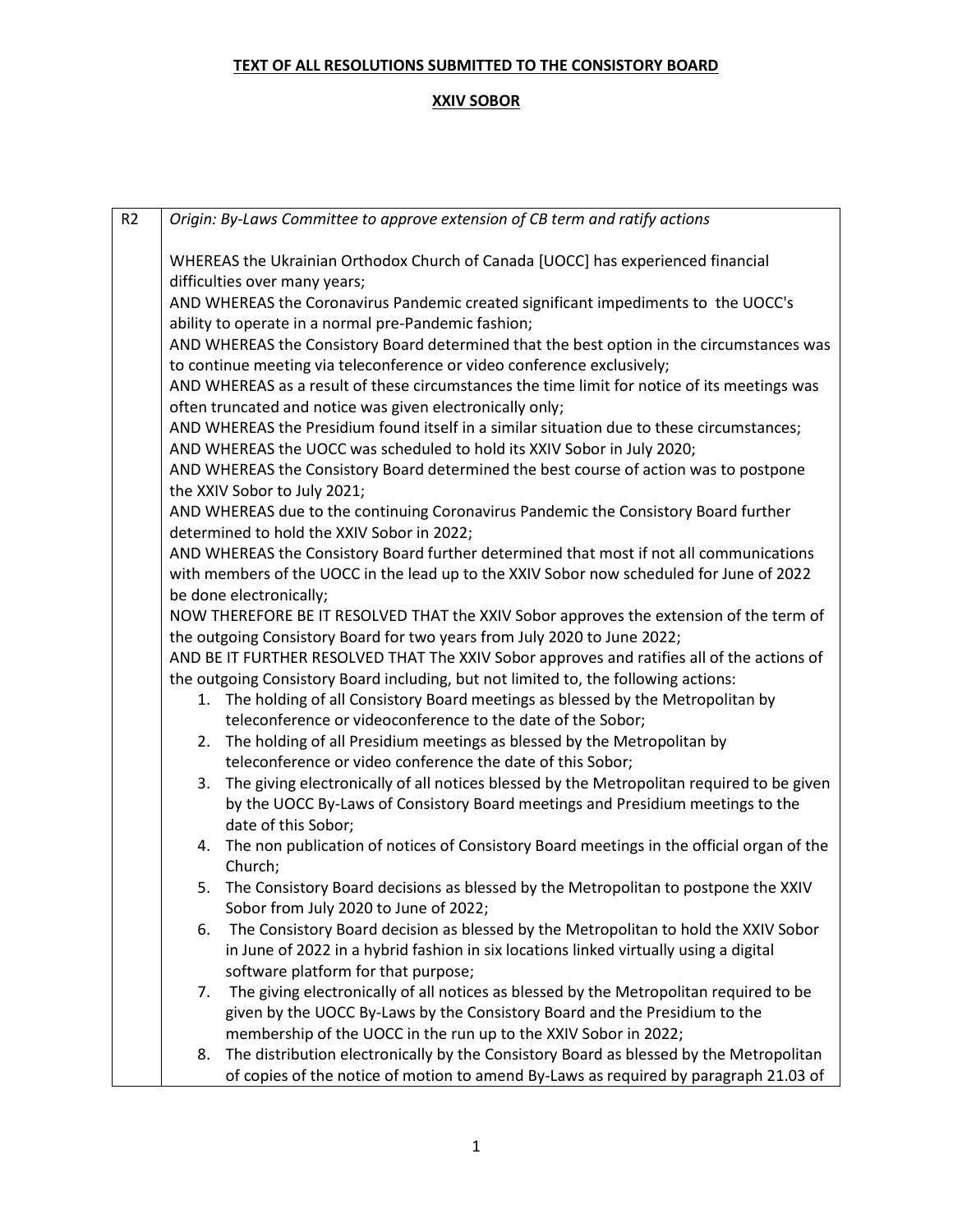**TEXT OF ALL RESOLUTIONS SUBMITTED TO THE CONSISTORY BOARD**

**XXIV SOBOR**

| R2 | *Origin: By-Laws Committee to approve extension of CB term and ratify actions*<br><br>WHEREAS the Ukrainian Orthodox Church of Canada [UOCC] has experienced financial difficulties over many years;<br>AND WHEREAS the Coronavirus Pandemic created significant impediments to the UOCC's ability to operate in a normal pre-Pandemic fashion;<br>AND WHEREAS the Consistory Board determined that the best option in the circumstances was to continue meeting via teleconference or video conference exclusively;<br>AND WHEREAS as a result of these circumstances the time limit for notice of its meetings was often truncated and notice was given electronically only;<br>AND WHEREAS the Presidium found itself in a similar situation due to these circumstances;<br>AND WHEREAS the UOCC was scheduled to hold its XXIV Sobor in July 2020;<br>AND WHEREAS the Consistory Board determined the best course of action was to postpone the XXIV Sobor to July 2021;<br>AND WHEREAS due to the continuing Coronavirus Pandemic the Consistory Board further determined to hold the XXIV Sobor in 2022;<br>AND WHEREAS the Consistory Board further determined that most if not all communications with members of the UOCC in the lead up to the XXIV Sobor now scheduled for June of 2022 be done electronically;<br>NOW THEREFORE BE IT RESOLVED THAT the XXIV Sobor approves the extension of the term of the outgoing Consistory Board for two years from July 2020 to June 2022;<br>AND BE IT FURTHER RESOLVED THAT The XXIV Sobor approves and ratifies all of the actions of the outgoing Consistory Board including, but not limited to, the following actions:<br>1. The holding of all Consistory Board meetings as blessed by the Metropolitan by teleconference or videoconference to the date of the Sobor;<br>2. The holding of all Presidium meetings as blessed by the Metropolitan by teleconference or video conference the date of this Sobor;<br>3. The giving electronically of all notices blessed by the Metropolitan required to be given by the UOCC By-Laws of Consistory Board meetings and Presidium meetings to the date of this Sobor;<br>4. The non publication of notices of Consistory Board meetings in the official organ of the Church;<br>5. The Consistory Board decisions as blessed by the Metropolitan to postpone the XXIV Sobor from July 2020 to June of 2022;<br>6. The Consistory Board decision as blessed by the Metropolitan to hold the XXIV Sobor in June of 2022 in a hybrid fashion in six locations linked virtually using a digital software platform for that purpose;<br>7. The giving electronically of all notices as blessed by the Metropolitan required to be given by the UOCC By-Laws by the Consistory Board and the Presidium to the membership of the UOCC in the run up to the XXIV Sobor in 2022;<br>8. The distribution electronically by the Consistory Board as blessed by the Metropolitan of copies of the notice of motion to amend By-Laws as required by paragraph 21.03 of |
|---|---|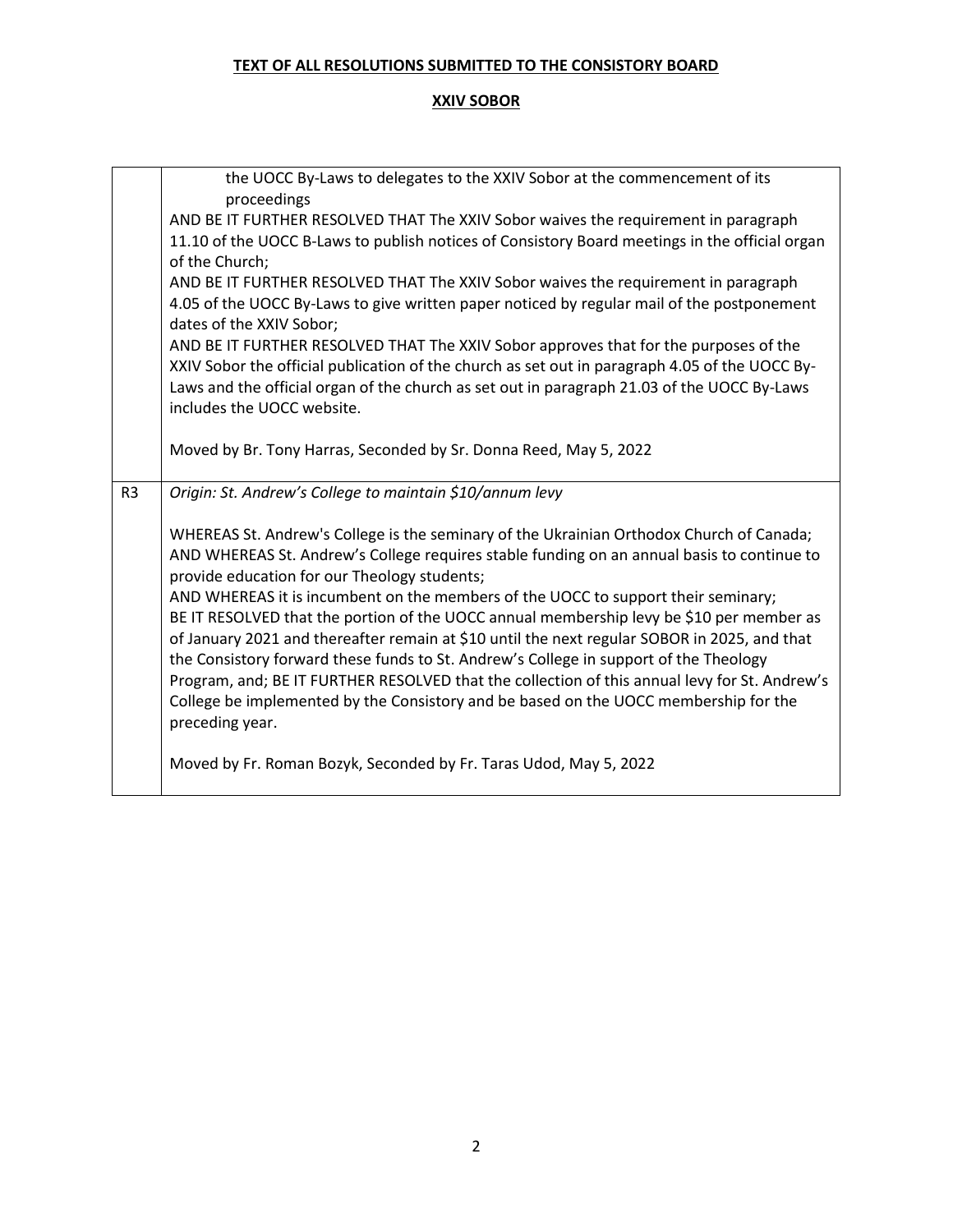**TEXT OF ALL RESOLUTIONS SUBMITTED TO THE CONSISTORY BOARD**

**XXIV SOBOR**

| | |
|---|---|
| | the UOCC By-Laws to delegates to the XXIV Sobor at the commencement of its proceedings<br>AND BE IT FURTHER RESOLVED THAT The XXIV Sobor waives the requirement in paragraph 11.10 of the UOCC B-Laws to publish notices of Consistory Board meetings in the official organ of the Church;<br>AND BE IT FURTHER RESOLVED THAT The XXIV Sobor waives the requirement in paragraph 4.05 of the UOCC By-Laws to give written paper noticed by regular mail of the postponement dates of the XXIV Sobor;<br>AND BE IT FURTHER RESOLVED THAT The XXIV Sobor approves that for the purposes of the XXIV Sobor the official publication of the church as set out in paragraph 4.05 of the UOCC By-Laws and the official organ of the church as set out in paragraph 21.03 of the UOCC By-Laws includes the UOCC website.<br><br>Moved by Br. Tony Harras, Seconded by Sr. Donna Reed, May 5, 2022 |
| R3 | *Origin: St. Andrew's College to maintain $10/annum levy*<br><br>WHEREAS St. Andrew's College is the seminary of the Ukrainian Orthodox Church of Canada;<br>AND WHEREAS St. Andrew's College requires stable funding on an annual basis to continue to provide education for our Theology students;<br>AND WHEREAS it is incumbent on the members of the UOCC to support their seminary;<br>BE IT RESOLVED that the portion of the UOCC annual membership levy be $10 per member as of January 2021 and thereafter remain at $10 until the next regular SOBOR in 2025, and that the Consistory forward these funds to St. Andrew's College in support of the Theology Program, and; BE IT FURTHER RESOLVED that the collection of this annual levy for St. Andrew's College be implemented by the Consistory and be based on the UOCC membership for the preceding year.<br><br>Moved by Fr. Roman Bozyk, Seconded by Fr. Taras Udod, May 5, 2022 |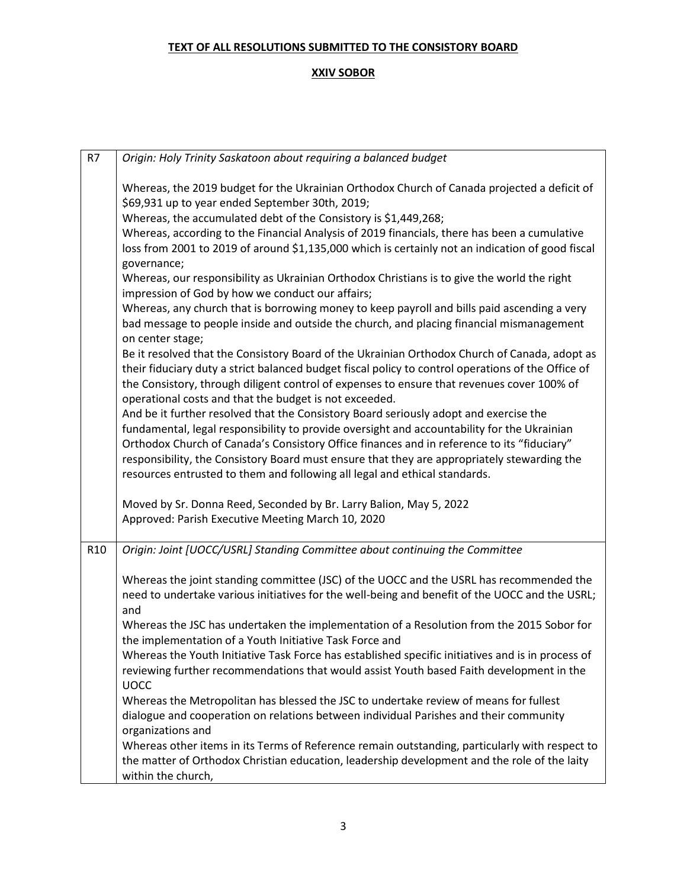**TEXT OF ALL RESOLUTIONS SUBMITTED TO THE CONSISTORY BOARD**

**XXIV SOBOR**

| | |
|---|---|
| R7 | *Origin: Holy Trinity Saskatoon about requiring a balanced budget*<br><br>Whereas, the 2019 budget for the Ukrainian Orthodox Church of Canada projected a deficit of $69,931 up to year ended September 30th, 2019;<br>Whereas, the accumulated debt of the Consistory is $1,449,268;<br>Whereas, according to the Financial Analysis of 2019 financials, there has been a cumulative loss from 2001 to 2019 of around $1,135,000 which is certainly not an indication of good fiscal governance;<br>Whereas, our responsibility as Ukrainian Orthodox Christians is to give the world the right impression of God by how we conduct our affairs;<br>Whereas, any church that is borrowing money to keep payroll and bills paid ascending a very bad message to people inside and outside the church, and placing financial mismanagement on center stage;<br>Be it resolved that the Consistory Board of the Ukrainian Orthodox Church of Canada, adopt as their fiduciary duty a strict balanced budget fiscal policy to control operations of the Office of the Consistory, through diligent control of expenses to ensure that revenues cover 100% of operational costs and that the budget is not exceeded.<br>And be it further resolved that the Consistory Board seriously adopt and exercise the fundamental, legal responsibility to provide oversight and accountability for the Ukrainian Orthodox Church of Canada's Consistory Office finances and in reference to its "fiduciary" responsibility, the Consistory Board must ensure that they are appropriately stewarding the resources entrusted to them and following all legal and ethical standards.<br><br>Moved by Sr. Donna Reed, Seconded by Br. Larry Balion, May 5, 2022<br>Approved: Parish Executive Meeting March 10, 2020 |
| R10 | *Origin: Joint [UOCC/USRL] Standing Committee about continuing the Committee*<br><br>Whereas the joint standing committee (JSC) of the UOCC and the USRL has recommended the need to undertake various initiatives for the well-being and benefit of the UOCC and the USRL; and<br>Whereas the JSC has undertaken the implementation of a Resolution from the 2015 Sobor for the implementation of a Youth Initiative Task Force and<br>Whereas the Youth Initiative Task Force has established specific initiatives and is in process of reviewing further recommendations that would assist Youth based Faith development in the UOCC<br>Whereas the Metropolitan has blessed the JSC to undertake review of means for fullest dialogue and cooperation on relations between individual Parishes and their community organizations and<br>Whereas other items in its Terms of Reference remain outstanding, particularly with respect to the matter of Orthodox Christian education, leadership development and the role of the laity within the church, |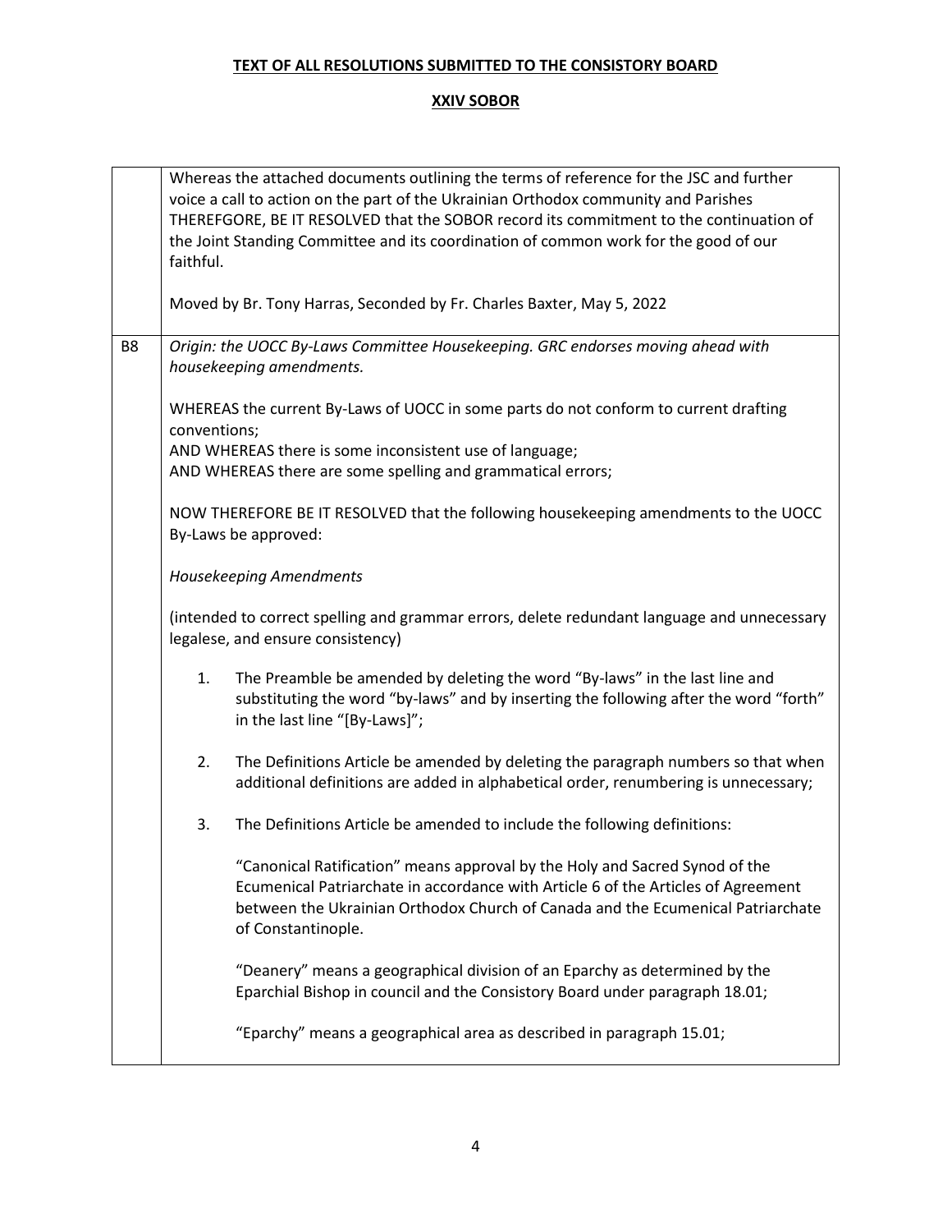**TEXT OF ALL RESOLUTIONS SUBMITTED TO THE CONSISTORY BOARD**

**XXIV SOBOR**

| | |
|---|---|
| | Whereas the attached documents outlining the terms of reference for the JSC and further voice a call to action on the part of the Ukrainian Orthodox community and Parishes THEREFGORE, BE IT RESOLVED that the SOBOR record its commitment to the continuation of the Joint Standing Committee and its coordination of common work for the good of our faithful.<br><br>Moved by Br. Tony Harras, Seconded by Fr. Charles Baxter, May 5, 2022 |
| B8 | *Origin: the UOCC By-Laws Committee Housekeeping. GRC endorses moving ahead with housekeeping amendments.*<br><br>WHEREAS the current By-Laws of UOCC in some parts do not conform to current drafting conventions;<br>AND WHEREAS there is some inconsistent use of language;<br>AND WHEREAS there are some spelling and grammatical errors;<br><br>NOW THEREFORE BE IT RESOLVED that the following housekeeping amendments to the UOCC By-Laws be approved:<br><br>*Housekeeping Amendments*<br><br>(intended to correct spelling and grammar errors, delete redundant language and unnecessary legalese, and ensure consistency)<br><br>1. The Preamble be amended by deleting the word "By-laws" in the last line and substituting the word "by-laws" and by inserting the following after the word "forth" in the last line "[By-Laws]";<br><br>2. The Definitions Article be amended by deleting the paragraph numbers so that when additional definitions are added in alphabetical order, renumbering is unnecessary;<br><br>3. The Definitions Article be amended to include the following definitions:<br><br>"Canonical Ratification" means approval by the Holy and Sacred Synod of the Ecumenical Patriarchate in accordance with Article 6 of the Articles of Agreement between the Ukrainian Orthodox Church of Canada and the Ecumenical Patriarchate of Constantinople.<br><br>"Deanery" means a geographical division of an Eparchy as determined by the Eparchial Bishop in council and the Consistory Board under paragraph 18.01;<br><br>"Eparchy" means a geographical area as described in paragraph 15.01; |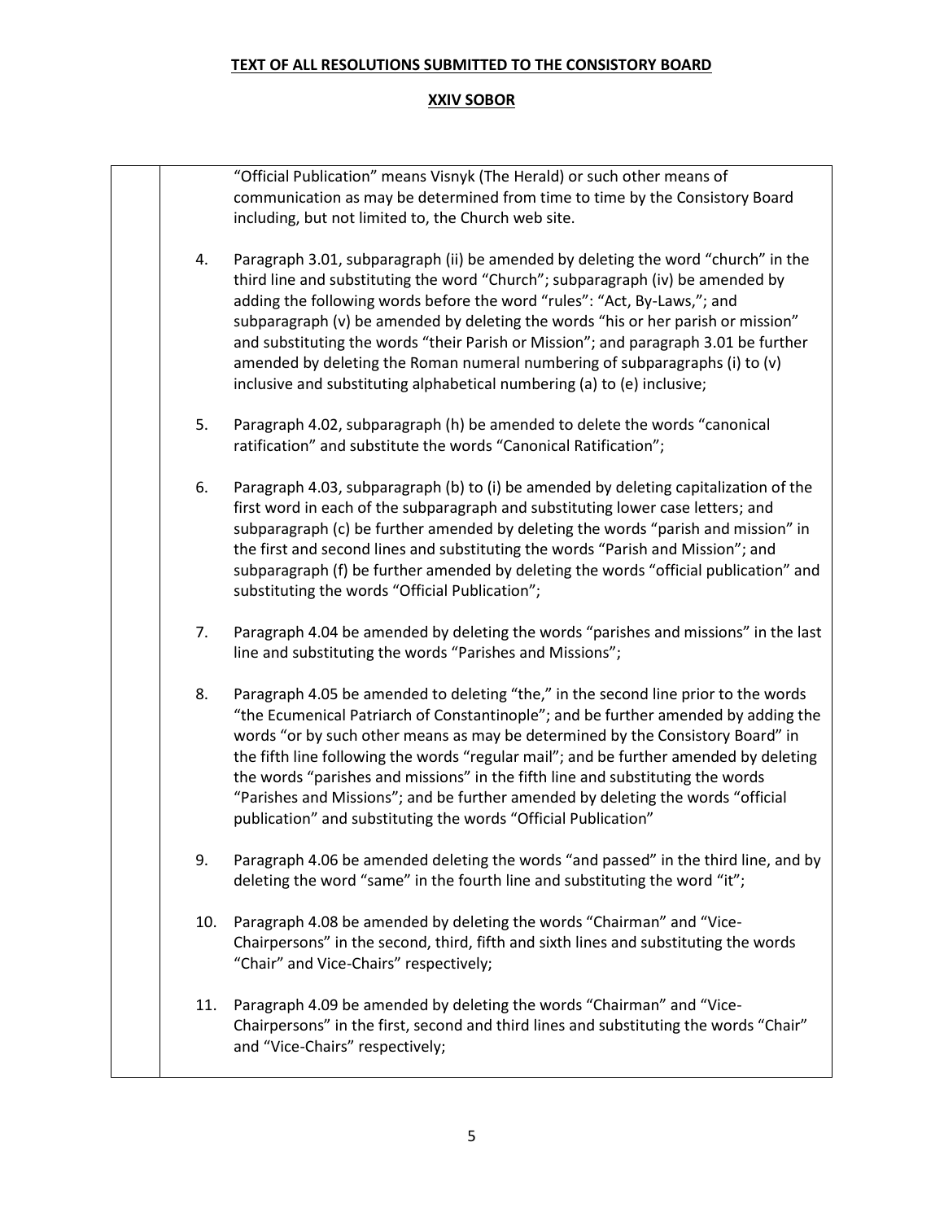**TEXT OF ALL RESOLUTIONS SUBMITTED TO THE CONSISTORY BOARD**

**XXIV SOBOR**

"Official Publication" means Visnyk (The Herald) or such other means of communication as may be determined from time to time by the Consistory Board including, but not limited to, the Church web site.

4. Paragraph 3.01, subparagraph (ii) be amended by deleting the word "church" in the third line and substituting the word "Church"; subparagraph (iv) be amended by adding the following words before the word "rules": "Act, By-Laws,"; and subparagraph (v) be amended by deleting the words "his or her parish or mission" and substituting the words "their Parish or Mission"; and paragraph 3.01 be further amended by deleting the Roman numeral numbering of subparagraphs (i) to (v) inclusive and substituting alphabetical numbering (a) to (e) inclusive;

5. Paragraph 4.02, subparagraph (h) be amended to delete the words "canonical ratification" and substitute the words "Canonical Ratification";

6. Paragraph 4.03, subparagraph (b) to (i) be amended by deleting capitalization of the first word in each of the subparagraph and substituting lower case letters; and subparagraph (c) be further amended by deleting the words "parish and mission" in the first and second lines and substituting the words "Parish and Mission"; and subparagraph (f) be further amended by deleting the words "official publication" and substituting the words "Official Publication";

7. Paragraph 4.04 be amended by deleting the words "parishes and missions" in the last line and substituting the words "Parishes and Missions";

8. Paragraph 4.05 be amended to deleting "the," in the second line prior to the words "the Ecumenical Patriarch of Constantinople"; and be further amended by adding the words "or by such other means as may be determined by the Consistory Board" in the fifth line following the words "regular mail"; and be further amended by deleting the words "parishes and missions" in the fifth line and substituting the words "Parishes and Missions"; and be further amended by deleting the words "official publication" and substituting the words "Official Publication"

9. Paragraph 4.06 be amended deleting the words "and passed" in the third line, and by deleting the word "same" in the fourth line and substituting the word "it";

10. Paragraph 4.08 be amended by deleting the words "Chairman" and "Vice-Chairpersons" in the second, third, fifth and sixth lines and substituting the words "Chair" and Vice-Chairs" respectively;

11. Paragraph 4.09 be amended by deleting the words "Chairman" and "Vice-Chairpersons" in the first, second and third lines and substituting the words "Chair" and "Vice-Chairs" respectively;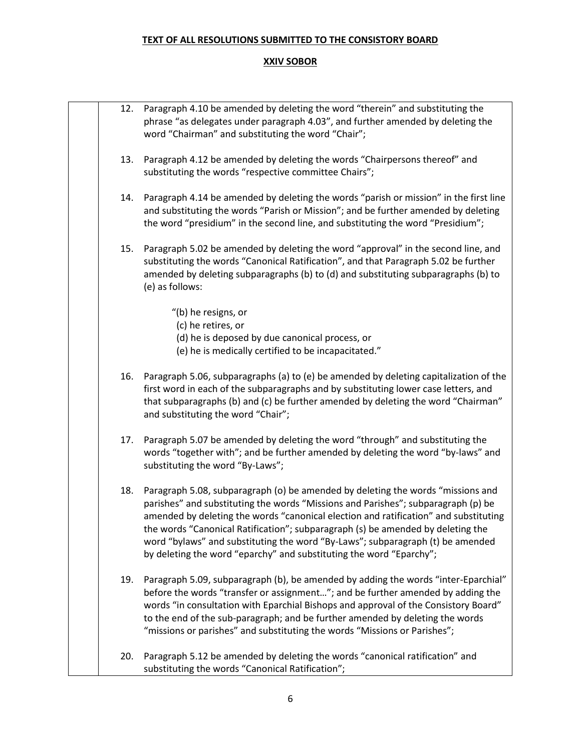**TEXT OF ALL RESOLUTIONS SUBMITTED TO THE CONSISTORY BOARD**

**XXIV SOBOR**

12. Paragraph 4.10 be amended by deleting the word "therein" and substituting the phrase "as delegates under paragraph 4.03", and further amended by deleting the word "Chairman" and substituting the word "Chair";

13. Paragraph 4.12 be amended by deleting the words "Chairpersons thereof" and substituting the words "respective committee Chairs";

14. Paragraph 4.14 be amended by deleting the words "parish or mission" in the first line and substituting the words "Parish or Mission"; and be further amended by deleting the word "presidium" in the second line, and substituting the word "Presidium";

15. Paragraph 5.02 be amended by deleting the word "approval" in the second line, and substituting the words "Canonical Ratification", and that Paragraph 5.02 be further amended by deleting subparagraphs (b) to (d) and substituting subparagraphs (b) to (e) as follows:

    "(b) he resigns, or
    (c) he retires, or
    (d) he is deposed by due canonical process, or
    (e) he is medically certified to be incapacitated."

16. Paragraph 5.06, subparagraphs (a) to (e) be amended by deleting capitalization of the first word in each of the subparagraphs and by substituting lower case letters, and that subparagraphs (b) and (c) be further amended by deleting the word "Chairman" and substituting the word "Chair";

17. Paragraph 5.07 be amended by deleting the word "through" and substituting the words "together with"; and be further amended by deleting the word "by-laws" and substituting the word "By-Laws";

18. Paragraph 5.08, subparagraph (o) be amended by deleting the words "missions and parishes" and substituting the words "Missions and Parishes"; subparagraph (p) be amended by deleting the words "canonical election and ratification" and substituting the words "Canonical Ratification"; subparagraph (s) be amended by deleting the word "bylaws" and substituting the word "By-Laws"; subparagraph (t) be amended by deleting the word "eparchy" and substituting the word "Eparchy";

19. Paragraph 5.09, subparagraph (b), be amended by adding the words "inter-Eparchial" before the words "transfer or assignment…"; and be further amended by adding the words "in consultation with Eparchial Bishops and approval of the Consistory Board" to the end of the sub-paragraph; and be further amended by deleting the words "missions or parishes" and substituting the words "Missions or Parishes";

20. Paragraph 5.12 be amended by deleting the words "canonical ratification" and substituting the words "Canonical Ratification";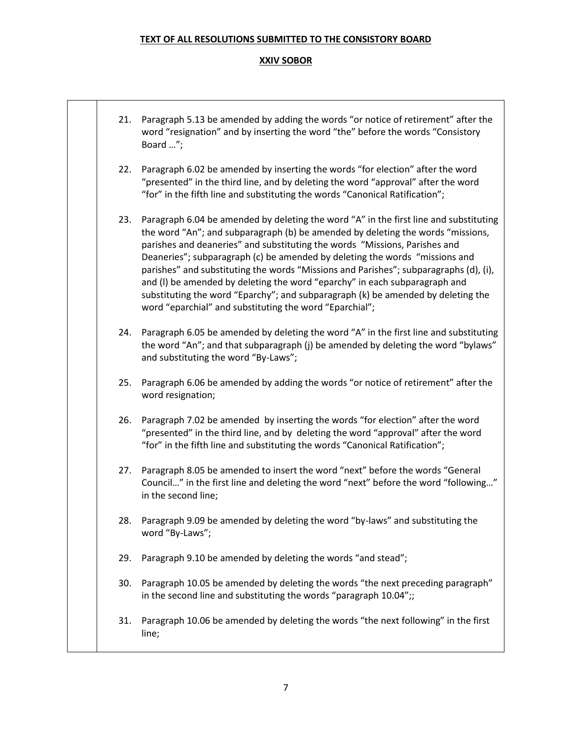**TEXT OF ALL RESOLUTIONS SUBMITTED TO THE CONSISTORY BOARD**

**XXIV SOBOR**

21. Paragraph 5.13 be amended by adding the words "or notice of retirement" after the word "resignation" and by inserting the word "the" before the words "Consistory Board …";

22. Paragraph 6.02 be amended by inserting the words "for election" after the word "presented" in the third line, and by deleting the word "approval" after the word "for" in the fifth line and substituting the words "Canonical Ratification";

23. Paragraph 6.04 be amended by deleting the word "A" in the first line and substituting the word "An"; and subparagraph (b) be amended by deleting the words "missions, parishes and deaneries" and substituting the words "Missions, Parishes and Deaneries"; subparagraph (c) be amended by deleting the words "missions and parishes" and substituting the words "Missions and Parishes"; subparagraphs (d), (i), and (l) be amended by deleting the word "eparchy" in each subparagraph and substituting the word "Eparchy"; and subparagraph (k) be amended by deleting the word "eparchial" and substituting the word "Eparchial";

24. Paragraph 6.05 be amended by deleting the word "A" in the first line and substituting the word "An"; and that subparagraph (j) be amended by deleting the word "bylaws" and substituting the word "By-Laws";

25. Paragraph 6.06 be amended by adding the words "or notice of retirement" after the word resignation;

26. Paragraph 7.02 be amended by inserting the words "for election" after the word "presented" in the third line, and by deleting the word "approval" after the word "for" in the fifth line and substituting the words "Canonical Ratification";

27. Paragraph 8.05 be amended to insert the word "next" before the words "General Council…" in the first line and deleting the word "next" before the word "following…" in the second line;

28. Paragraph 9.09 be amended by deleting the word "by-laws" and substituting the word "By-Laws";

29. Paragraph 9.10 be amended by deleting the words "and stead";

30. Paragraph 10.05 be amended by deleting the words "the next preceding paragraph" in the second line and substituting the words "paragraph 10.04";;

31. Paragraph 10.06 be amended by deleting the words "the next following" in the first line;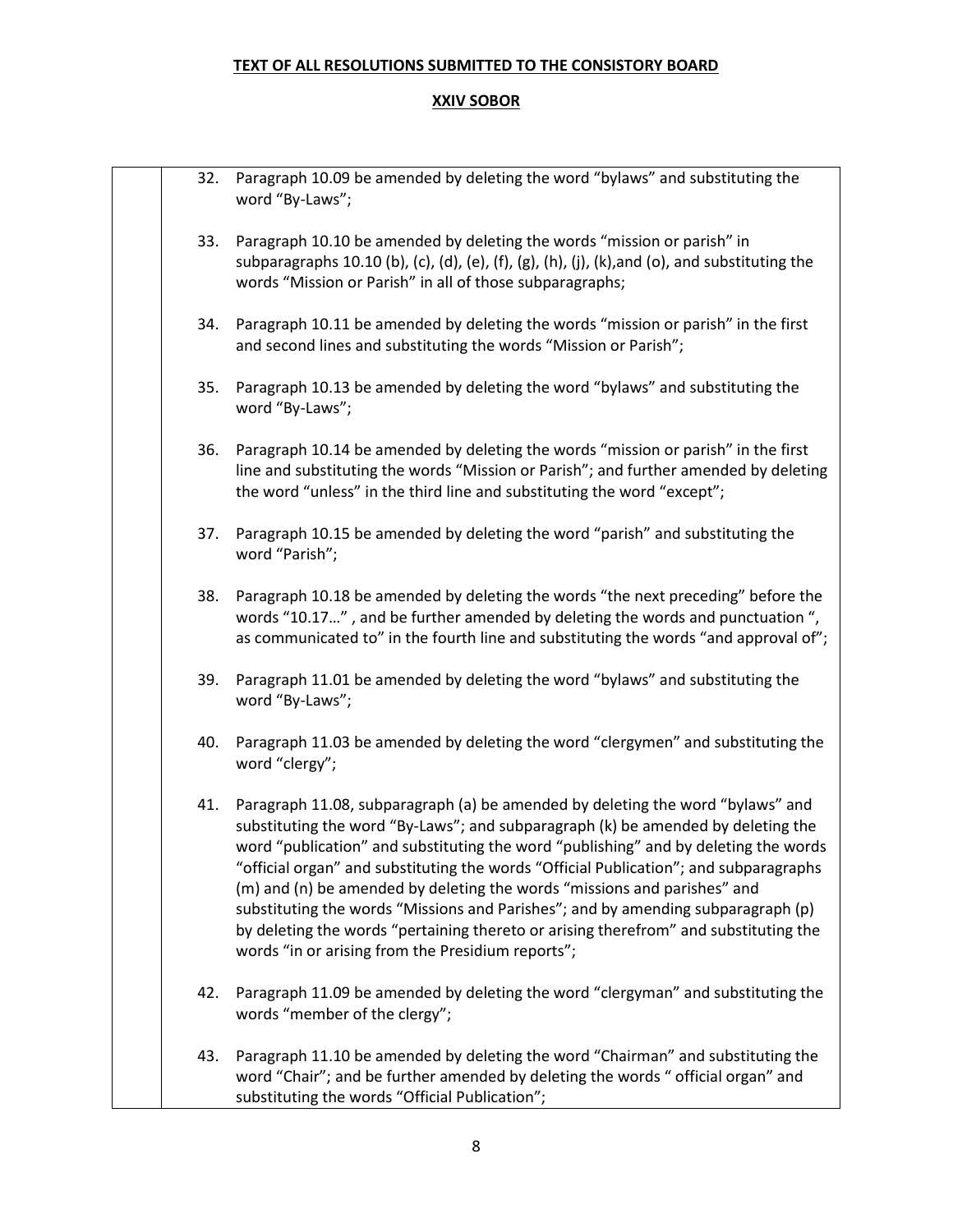**TEXT OF ALL RESOLUTIONS SUBMITTED TO THE CONSISTORY BOARD**

**XXIV SOBOR**

32. Paragraph 10.09 be amended by deleting the word "bylaws" and substituting the word "By-Laws";

33. Paragraph 10.10 be amended by deleting the words "mission or parish" in subparagraphs 10.10 (b), (c), (d), (e), (f), (g), (h), (j), (k),and (o), and substituting the words "Mission or Parish" in all of those subparagraphs;

34. Paragraph 10.11 be amended by deleting the words "mission or parish" in the first and second lines and substituting the words "Mission or Parish";

35. Paragraph 10.13 be amended by deleting the word "bylaws" and substituting the word "By-Laws";

36. Paragraph 10.14 be amended by deleting the words "mission or parish" in the first line and substituting the words "Mission or Parish"; and further amended by deleting the word "unless" in the third line and substituting the word "except";

37. Paragraph 10.15 be amended by deleting the word "parish" and substituting the word "Parish";

38. Paragraph 10.18 be amended by deleting the words "the next preceding" before the words "10.17…" , and be further amended by deleting the words and punctuation ", as communicated to" in the fourth line and substituting the words "and approval of";

39. Paragraph 11.01 be amended by deleting the word "bylaws" and substituting the word "By-Laws";

40. Paragraph 11.03 be amended by deleting the word "clergymen" and substituting the word "clergy";

41. Paragraph 11.08, subparagraph (a) be amended by deleting the word "bylaws" and substituting the word "By-Laws"; and subparagraph (k) be amended by deleting the word "publication" and substituting the word "publishing" and by deleting the words "official organ" and substituting the words "Official Publication"; and subparagraphs (m) and (n) be amended by deleting the words "missions and parishes" and substituting the words "Missions and Parishes"; and by amending subparagraph (p) by deleting the words "pertaining thereto or arising therefrom" and substituting the words "in or arising from the Presidium reports";

42. Paragraph 11.09 be amended by deleting the word "clergyman" and substituting the words "member of the clergy";

43. Paragraph 11.10 be amended by deleting the word "Chairman" and substituting the word "Chair"; and be further amended by deleting the words " official organ" and substituting the words "Official Publication";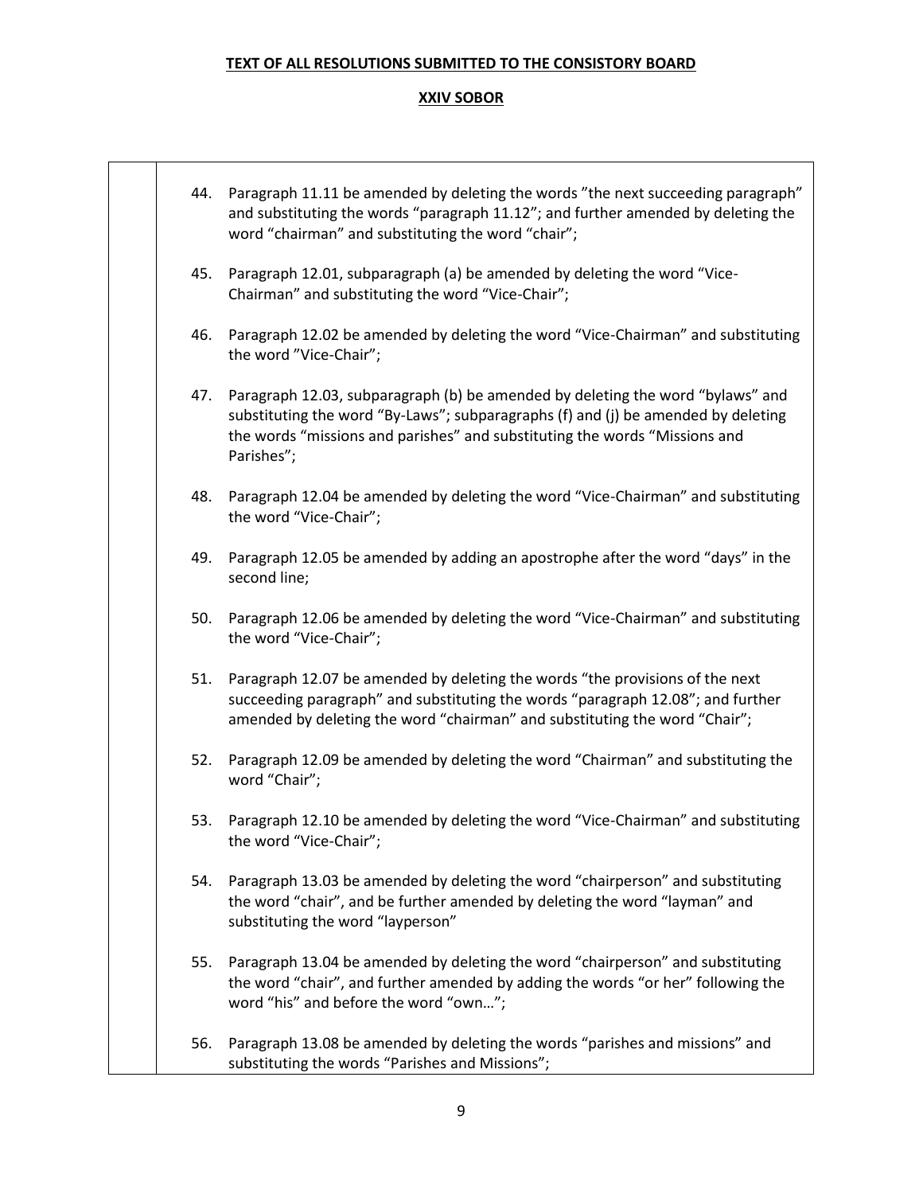**TEXT OF ALL RESOLUTIONS SUBMITTED TO THE CONSISTORY BOARD**

**XXIV SOBOR**

44. Paragraph 11.11 be amended by deleting the words ”the next succeeding paragraph” and substituting the words “paragraph 11.12”; and further amended by deleting the word “chairman” and substituting the word “chair”;

45. Paragraph 12.01, subparagraph (a) be amended by deleting the word “Vice-Chairman” and substituting the word “Vice-Chair”;

46. Paragraph 12.02 be amended by deleting the word “Vice-Chairman” and substituting the word ”Vice-Chair”;

47. Paragraph 12.03, subparagraph (b) be amended by deleting the word “bylaws” and substituting the word “By-Laws”; subparagraphs (f) and (j) be amended by deleting the words “missions and parishes” and substituting the words “Missions and Parishes”;

48. Paragraph 12.04 be amended by deleting the word “Vice-Chairman” and substituting the word “Vice-Chair”;

49. Paragraph 12.05 be amended by adding an apostrophe after the word “days” in the second line;

50. Paragraph 12.06 be amended by deleting the word “Vice-Chairman” and substituting the word “Vice-Chair”;

51. Paragraph 12.07 be amended by deleting the words “the provisions of the next succeeding paragraph” and substituting the words “paragraph 12.08”; and further amended by deleting the word “chairman” and substituting the word “Chair”;

52. Paragraph 12.09 be amended by deleting the word “Chairman” and substituting the word “Chair”;

53. Paragraph 12.10 be amended by deleting the word “Vice-Chairman” and substituting the word “Vice-Chair”;

54. Paragraph 13.03 be amended by deleting the word “chairperson” and substituting the word “chair”, and be further amended by deleting the word “layman” and substituting the word “layperson”

55. Paragraph 13.04 be amended by deleting the word “chairperson” and substituting the word “chair”, and further amended by adding the words “or her” following the word “his” and before the word “own…”;

56. Paragraph 13.08 be amended by deleting the words “parishes and missions” and substituting the words “Parishes and Missions”;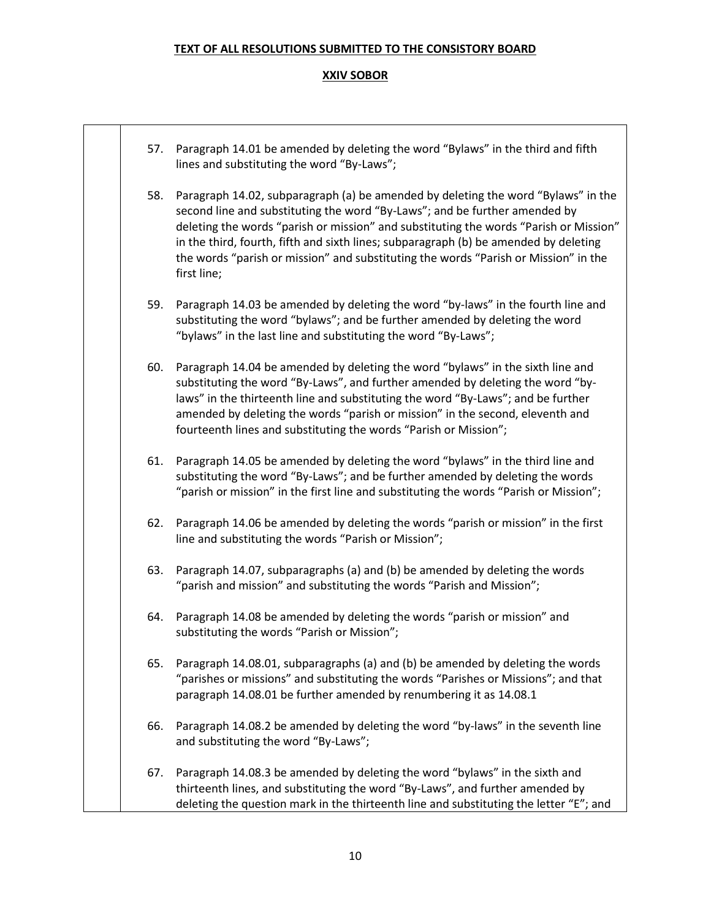**TEXT OF ALL RESOLUTIONS SUBMITTED TO THE CONSISTORY BOARD**

**XXIV SOBOR**

57. Paragraph 14.01 be amended by deleting the word "Bylaws" in the third and fifth lines and substituting the word "By-Laws";

58. Paragraph 14.02, subparagraph (a) be amended by deleting the word "Bylaws" in the second line and substituting the word "By-Laws"; and be further amended by deleting the words "parish or mission" and substituting the words "Parish or Mission" in the third, fourth, fifth and sixth lines; subparagraph (b) be amended by deleting the words "parish or mission" and substituting the words "Parish or Mission" in the first line;

59. Paragraph 14.03 be amended by deleting the word "by-laws" in the fourth line and substituting the word "bylaws"; and be further amended by deleting the word "bylaws" in the last line and substituting the word "By-Laws";

60. Paragraph 14.04 be amended by deleting the word "bylaws" in the sixth line and substituting the word "By-Laws", and further amended by deleting the word "by-laws" in the thirteenth line and substituting the word "By-Laws"; and be further amended by deleting the words "parish or mission" in the second, eleventh and fourteenth lines and substituting the words "Parish or Mission";

61. Paragraph 14.05 be amended by deleting the word "bylaws" in the third line and substituting the word "By-Laws"; and be further amended by deleting the words "parish or mission" in the first line and substituting the words "Parish or Mission";

62. Paragraph 14.06 be amended by deleting the words "parish or mission" in the first line and substituting the words "Parish or Mission";

63. Paragraph 14.07, subparagraphs (a) and (b) be amended by deleting the words "parish and mission" and substituting the words "Parish and Mission";

64. Paragraph 14.08 be amended by deleting the words "parish or mission" and substituting the words "Parish or Mission";

65. Paragraph 14.08.01, subparagraphs (a) and (b) be amended by deleting the words "parishes or missions" and substituting the words "Parishes or Missions"; and that paragraph 14.08.01 be further amended by renumbering it as 14.08.1

66. Paragraph 14.08.2 be amended by deleting the word "by-laws" in the seventh line and substituting the word "By-Laws";

67. Paragraph 14.08.3 be amended by deleting the word "bylaws" in the sixth and thirteenth lines, and substituting the word "By-Laws", and further amended by deleting the question mark in the thirteenth line and substituting the letter "E"; and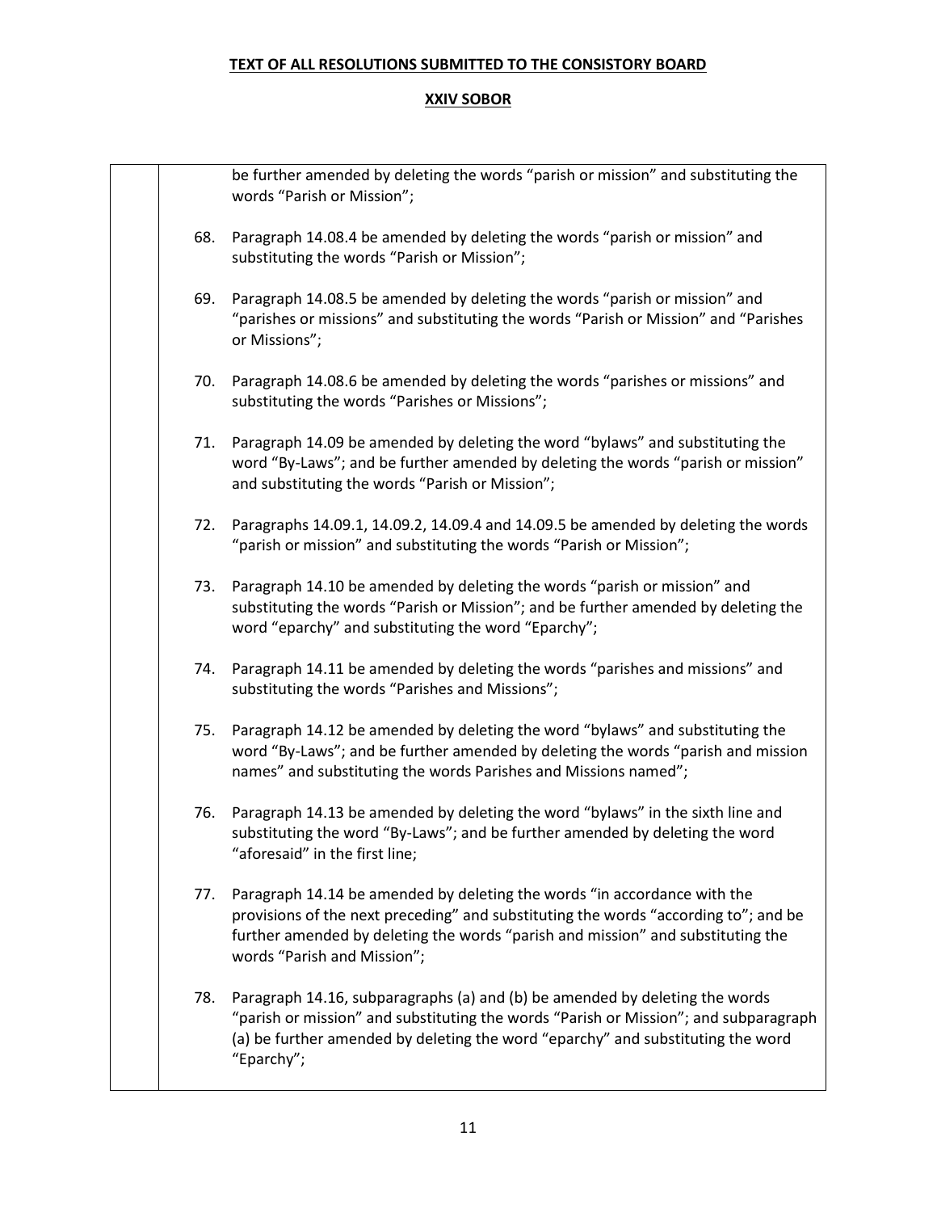be further amended by deleting the words “parish or mission” and substituting the words “Parish or Mission”;

68. Paragraph 14.08.4 be amended by deleting the words “parish or mission” and substituting the words “Parish or Mission”;

69. Paragraph 14.08.5 be amended by deleting the words “parish or mission” and “parishes or missions” and substituting the words “Parish or Mission” and “Parishes or Missions”;

70. Paragraph 14.08.6 be amended by deleting the words “parishes or missions” and substituting the words “Parishes or Missions”;

71. Paragraph 14.09 be amended by deleting the word “bylaws” and substituting the word “By-Laws”; and be further amended by deleting the words “parish or mission” and substituting the words “Parish or Mission”;

72. Paragraphs 14.09.1, 14.09.2, 14.09.4 and 14.09.5 be amended by deleting the words “parish or mission” and substituting the words “Parish or Mission”;

73. Paragraph 14.10 be amended by deleting the words “parish or mission” and substituting the words “Parish or Mission”; and be further amended by deleting the word “eparchy” and substituting the word “Eparchy”;

74. Paragraph 14.11 be amended by deleting the words “parishes and missions” and substituting the words “Parishes and Missions”;

75. Paragraph 14.12 be amended by deleting the word “bylaws” and substituting the word “By-Laws”; and be further amended by deleting the words “parish and mission names” and substituting the words Parishes and Missions named”;

76. Paragraph 14.13 be amended by deleting the word “bylaws” in the sixth line and substituting the word “By-Laws”; and be further amended by deleting the word “aforesaid” in the first line;

77. Paragraph 14.14 be amended by deleting the words “in accordance with the provisions of the next preceding” and substituting the words “according to”; and be further amended by deleting the words “parish and mission” and substituting the words “Parish and Mission”;

78. Paragraph 14.16, subparagraphs (a) and (b) be amended by deleting the words “parish or mission” and substituting the words “Parish or Mission”; and subparagraph (a) be further amended by deleting the word “eparchy” and substituting the word “Eparchy”;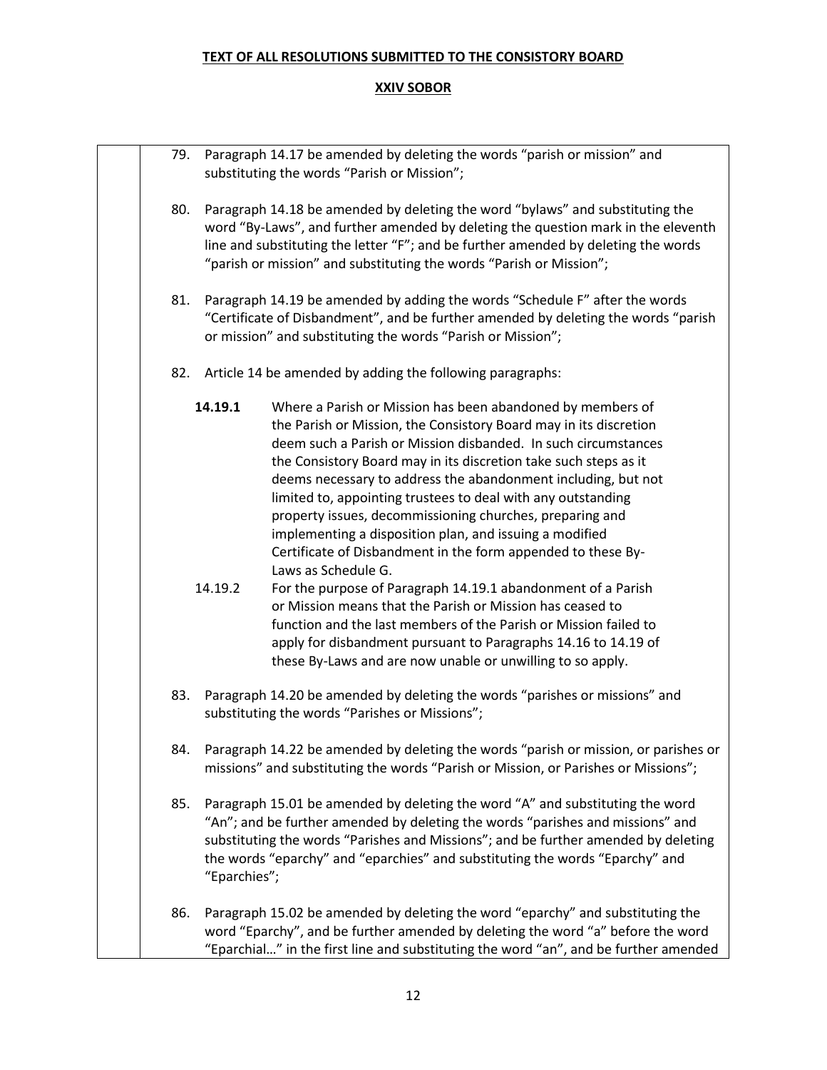**TEXT OF ALL RESOLUTIONS SUBMITTED TO THE CONSISTORY BOARD**

**XXIV SOBOR**

79. Paragraph 14.17 be amended by deleting the words “parish or mission” and substituting the words “Parish or Mission”;

80. Paragraph 14.18 be amended by deleting the word “bylaws” and substituting the word “By-Laws”, and further amended by deleting the question mark in the eleventh line and substituting the letter “F”; and be further amended by deleting the words “parish or mission” and substituting the words “Parish or Mission”;

81. Paragraph 14.19 be amended by adding the words “Schedule F” after the words “Certificate of Disbandment”, and be further amended by deleting the words “parish or mission” and substituting the words “Parish or Mission”;

82. Article 14 be amended by adding the following paragraphs:

    **14.19.1** Where a Parish or Mission has been abandoned by members of the Parish or Mission, the Consistory Board may in its discretion deem such a Parish or Mission disbanded. In such circumstances the Consistory Board may in its discretion take such steps as it deems necessary to address the abandonment including, but not limited to, appointing trustees to deal with any outstanding property issues, decommissioning churches, preparing and implementing a disposition plan, and issuing a modified Certificate of Disbandment in the form appended to these By-Laws as Schedule G.

    14.19.2 For the purpose of Paragraph 14.19.1 abandonment of a Parish or Mission means that the Parish or Mission has ceased to function and the last members of the Parish or Mission failed to apply for disbandment pursuant to Paragraphs 14.16 to 14.19 of these By-Laws and are now unable or unwilling to so apply.

83. Paragraph 14.20 be amended by deleting the words “parishes or missions” and substituting the words “Parishes or Missions”;

84. Paragraph 14.22 be amended by deleting the words “parish or mission, or parishes or missions” and substituting the words “Parish or Mission, or Parishes or Missions”;

85. Paragraph 15.01 be amended by deleting the word “A” and substituting the word “An”; and be further amended by deleting the words “parishes and missions” and substituting the words “Parishes and Missions”; and be further amended by deleting the words “eparchy” and “eparchies” and substituting the words “Eparchy” and “Eparchies”;

86. Paragraph 15.02 be amended by deleting the word “eparchy” and substituting the word “Eparchy”, and be further amended by deleting the word “a” before the word “Eparchial…” in the first line and substituting the word “an”, and be further amended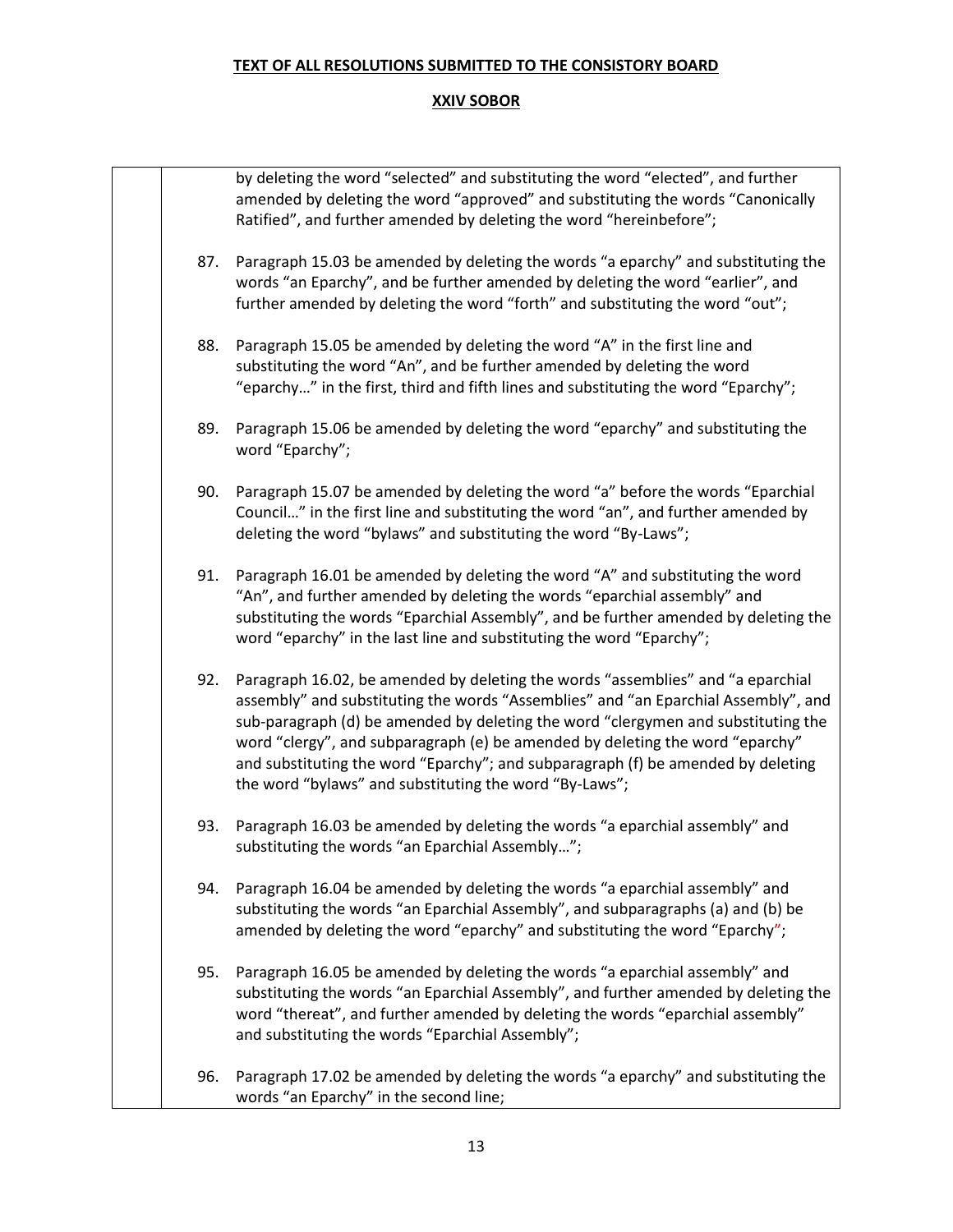**TEXT OF ALL RESOLUTIONS SUBMITTED TO THE CONSISTORY BOARD**

**XXIV SOBOR**

by deleting the word “selected” and substituting the word “elected”, and further amended by deleting the word “approved” and substituting the words “Canonically Ratified”, and further amended by deleting the word “hereinbefore”;

87. Paragraph 15.03 be amended by deleting the words “a eparchy” and substituting the words “an Eparchy”, and be further amended by deleting the word “earlier”, and further amended by deleting the word “forth” and substituting the word “out”;

88. Paragraph 15.05 be amended by deleting the word “A” in the first line and substituting the word “An”, and be further amended by deleting the word “eparchy…” in the first, third and fifth lines and substituting the word “Eparchy”;

89. Paragraph 15.06 be amended by deleting the word “eparchy” and substituting the word “Eparchy”;

90. Paragraph 15.07 be amended by deleting the word “a” before the words “Eparchial Council…” in the first line and substituting the word “an”, and further amended by deleting the word “bylaws” and substituting the word “By-Laws”;

91. Paragraph 16.01 be amended by deleting the word “A” and substituting the word “An”, and further amended by deleting the words “eparchial assembly” and substituting the words “Eparchial Assembly”, and be further amended by deleting the word “eparchy” in the last line and substituting the word “Eparchy”;

92. Paragraph 16.02, be amended by deleting the words “assemblies” and “a eparchial assembly” and substituting the words “Assemblies” and “an Eparchial Assembly”, and sub-paragraph (d) be amended by deleting the word “clergymen and substituting the word “clergy”, and subparagraph (e) be amended by deleting the word “eparchy” and substituting the word “Eparchy”; and subparagraph (f) be amended by deleting the word “bylaws” and substituting the word “By-Laws”;

93. Paragraph 16.03 be amended by deleting the words “a eparchial assembly” and substituting the words “an Eparchial Assembly…”;

94. Paragraph 16.04 be amended by deleting the words “a eparchial assembly” and substituting the words “an Eparchial Assembly”, and subparagraphs (a) and (b) be amended by deleting the word “eparchy” and substituting the word “Eparchy”;

95. Paragraph 16.05 be amended by deleting the words “a eparchial assembly” and substituting the words “an Eparchial Assembly”, and further amended by deleting the word “thereat”, and further amended by deleting the words “eparchial assembly” and substituting the words “Eparchial Assembly”;

96. Paragraph 17.02 be amended by deleting the words “a eparchy” and substituting the words “an Eparchy” in the second line;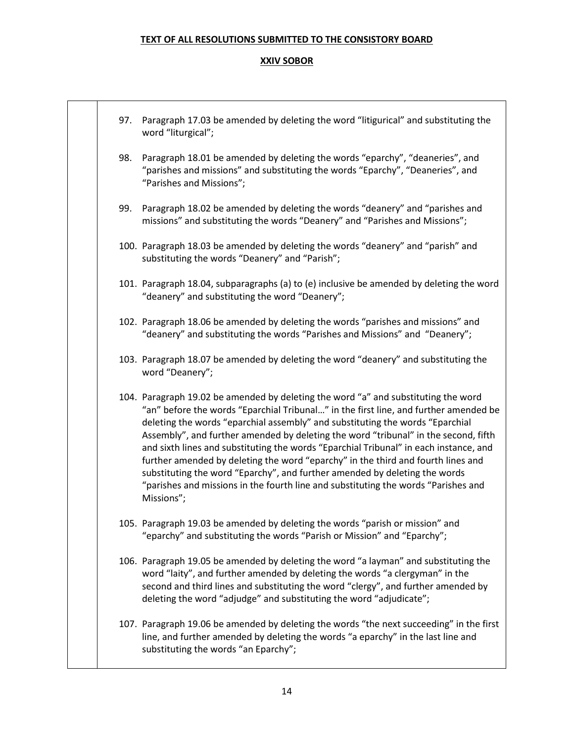**TEXT OF ALL RESOLUTIONS SUBMITTED TO THE CONSISTORY BOARD**

**XXIV SOBOR**

97. Paragraph 17.03 be amended by deleting the word “litigurical” and substituting the word “liturgical”;

98. Paragraph 18.01 be amended by deleting the words “eparchy”, “deaneries”, and “parishes and missions” and substituting the words “Eparchy”, “Deaneries”, and “Parishes and Missions”;

99. Paragraph 18.02 be amended by deleting the words “deanery” and “parishes and missions” and substituting the words “Deanery” and “Parishes and Missions”;

100. Paragraph 18.03 be amended by deleting the words “deanery” and “parish” and substituting the words “Deanery” and “Parish”;

101. Paragraph 18.04, subparagraphs (a) to (e) inclusive be amended by deleting the word “deanery” and substituting the word “Deanery”;

102. Paragraph 18.06 be amended by deleting the words “parishes and missions” and “deanery” and substituting the words “Parishes and Missions” and “Deanery”;

103. Paragraph 18.07 be amended by deleting the word “deanery” and substituting the word “Deanery”;

104. Paragraph 19.02 be amended by deleting the word “a” and substituting the word “an” before the words “Eparchial Tribunal…” in the first line, and further amended be deleting the words “eparchial assembly” and substituting the words “Eparchial Assembly”, and further amended by deleting the word “tribunal” in the second, fifth and sixth lines and substituting the words “Eparchial Tribunal” in each instance, and further amended by deleting the word “eparchy” in the third and fourth lines and substituting the word “Eparchy”, and further amended by deleting the words “parishes and missions in the fourth line and substituting the words “Parishes and Missions”;

105. Paragraph 19.03 be amended by deleting the words “parish or mission” and “eparchy” and substituting the words “Parish or Mission” and “Eparchy”;

106. Paragraph 19.05 be amended by deleting the word “a layman” and substituting the word “laity”, and further amended by deleting the words “a clergyman” in the second and third lines and substituting the word “clergy”, and further amended by deleting the word “adjudge” and substituting the word “adjudicate”;

107. Paragraph 19.06 be amended by deleting the words “the next succeeding” in the first line, and further amended by deleting the words “a eparchy” in the last line and substituting the words “an Eparchy”;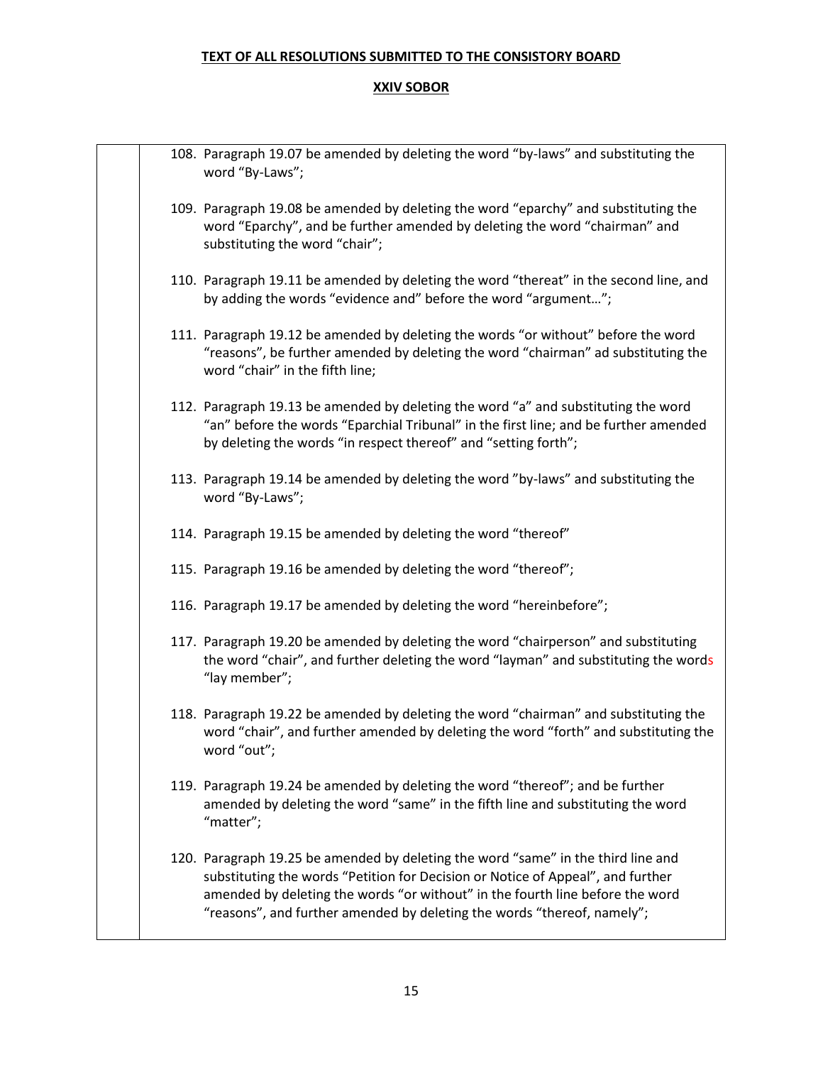**TEXT OF ALL RESOLUTIONS SUBMITTED TO THE CONSISTORY BOARD**

**XXIV SOBOR**

108. Paragraph 19.07 be amended by deleting the word “by-laws” and substituting the word “By-Laws”;

109. Paragraph 19.08 be amended by deleting the word “eparchy” and substituting the word “Eparchy”, and be further amended by deleting the word “chairman” and substituting the word “chair”;

110. Paragraph 19.11 be amended by deleting the word “thereat” in the second line, and by adding the words “evidence and” before the word “argument…”;

111. Paragraph 19.12 be amended by deleting the words “or without” before the word “reasons”, be further amended by deleting the word “chairman” ad substituting the word “chair” in the fifth line;

112. Paragraph 19.13 be amended by deleting the word “a” and substituting the word “an” before the words “Eparchial Tribunal” in the first line; and be further amended by deleting the words “in respect thereof” and “setting forth”;

113. Paragraph 19.14 be amended by deleting the word ”by-laws” and substituting the word “By-Laws”;

114. Paragraph 19.15 be amended by deleting the word “thereof”

115. Paragraph 19.16 be amended by deleting the word “thereof”;

116. Paragraph 19.17 be amended by deleting the word “hereinbefore”;

117. Paragraph 19.20 be amended by deleting the word “chairperson” and substituting the word “chair”, and further deleting the word “layman” and substituting the words “lay member”;

118. Paragraph 19.22 be amended by deleting the word “chairman” and substituting the word “chair”, and further amended by deleting the word “forth” and substituting the word “out”;

119. Paragraph 19.24 be amended by deleting the word “thereof”; and be further amended by deleting the word “same” in the fifth line and substituting the word “matter”;

120. Paragraph 19.25 be amended by deleting the word “same” in the third line and substituting the words “Petition for Decision or Notice of Appeal”, and further amended by deleting the words “or without” in the fourth line before the word “reasons”, and further amended by deleting the words “thereof, namely”;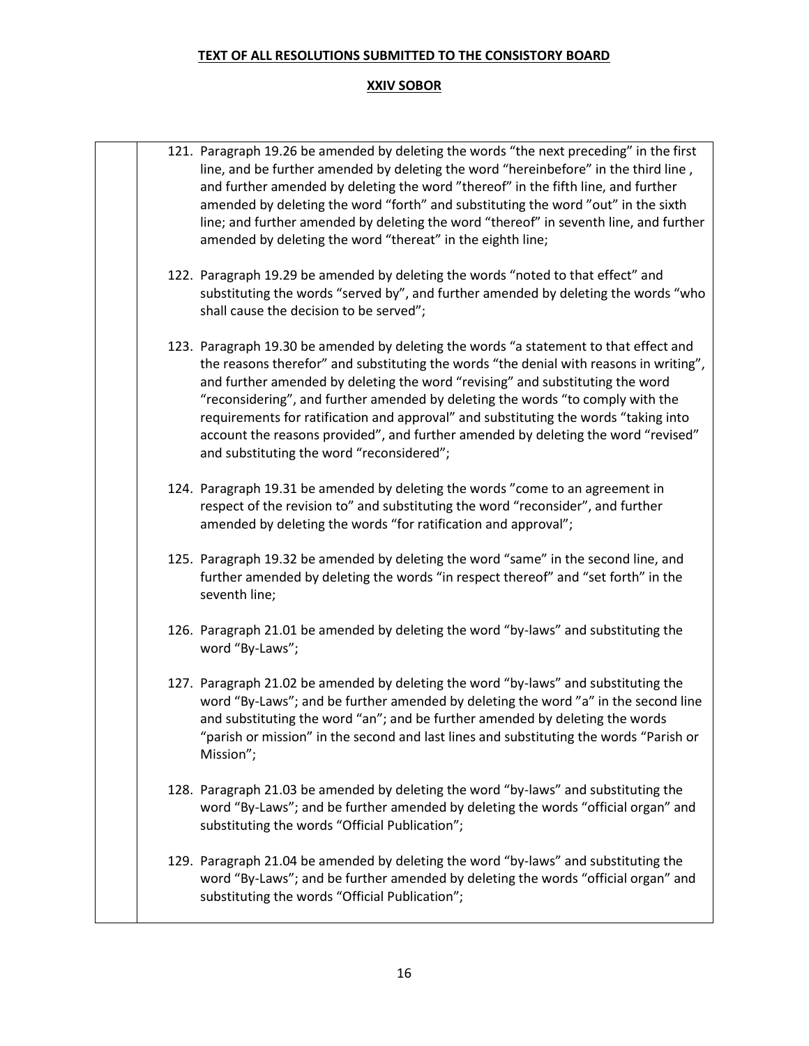**TEXT OF ALL RESOLUTIONS SUBMITTED TO THE CONSISTORY BOARD**

**XXIV SOBOR**

121. Paragraph 19.26 be amended by deleting the words “the next preceding” in the first line, and be further amended by deleting the word “hereinbefore” in the third line , and further amended by deleting the word ”thereof” in the fifth line, and further amended by deleting the word “forth” and substituting the word ”out” in the sixth line; and further amended by deleting the word “thereof” in seventh line, and further amended by deleting the word “thereat” in the eighth line;

122. Paragraph 19.29 be amended by deleting the words “noted to that effect” and substituting the words “served by”, and further amended by deleting the words “who shall cause the decision to be served”;

123. Paragraph 19.30 be amended by deleting the words “a statement to that effect and the reasons therefor” and substituting the words “the denial with reasons in writing”, and further amended by deleting the word “revising” and substituting the word “reconsidering”, and further amended by deleting the words “to comply with the requirements for ratification and approval” and substituting the words “taking into account the reasons provided”, and further amended by deleting the word “revised” and substituting the word “reconsidered”;

124. Paragraph 19.31 be amended by deleting the words ”come to an agreement in respect of the revision to” and substituting the word “reconsider”, and further amended by deleting the words “for ratification and approval”;

125. Paragraph 19.32 be amended by deleting the word “same” in the second line, and further amended by deleting the words “in respect thereof” and “set forth” in the seventh line;

126. Paragraph 21.01 be amended by deleting the word “by-laws” and substituting the word “By-Laws”;

127. Paragraph 21.02 be amended by deleting the word “by-laws” and substituting the word “By-Laws”; and be further amended by deleting the word ”a” in the second line and substituting the word “an”; and be further amended by deleting the words “parish or mission” in the second and last lines and substituting the words “Parish or Mission”;

128. Paragraph 21.03 be amended by deleting the word “by-laws” and substituting the word “By-Laws”; and be further amended by deleting the words “official organ” and substituting the words “Official Publication”;

129. Paragraph 21.04 be amended by deleting the word “by-laws” and substituting the word “By-Laws”; and be further amended by deleting the words “official organ” and substituting the words “Official Publication”;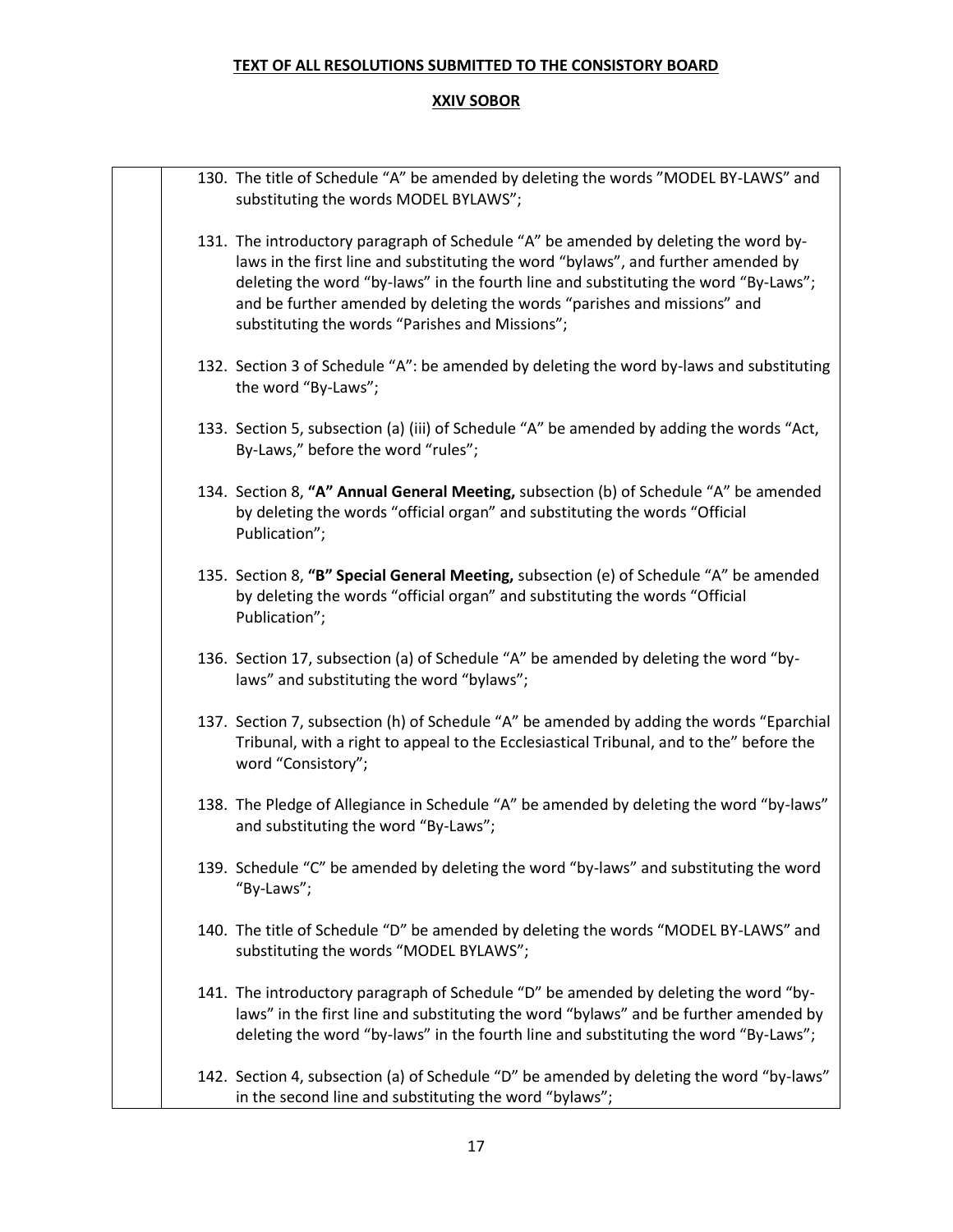**TEXT OF ALL RESOLUTIONS SUBMITTED TO THE CONSISTORY BOARD**

**XXIV SOBOR**

130. The title of Schedule "A" be amended by deleting the words "MODEL BY-LAWS" and substituting the words MODEL BYLAWS";

131. The introductory paragraph of Schedule "A" be amended by deleting the word by-laws in the first line and substituting the word "bylaws", and further amended by deleting the word "by-laws" in the fourth line and substituting the word "By-Laws"; and be further amended by deleting the words "parishes and missions" and substituting the words "Parishes and Missions";

132. Section 3 of Schedule "A": be amended by deleting the word by-laws and substituting the word "By-Laws";

133. Section 5, subsection (a) (iii) of Schedule "A" be amended by adding the words "Act, By-Laws," before the word "rules";

134. Section 8, **"A" Annual General Meeting,** subsection (b) of Schedule "A" be amended by deleting the words "official organ" and substituting the words "Official Publication";

135. Section 8, **"B" Special General Meeting,** subsection (e) of Schedule "A" be amended by deleting the words "official organ" and substituting the words "Official Publication";

136. Section 17, subsection (a) of Schedule "A" be amended by deleting the word "by-laws" and substituting the word "bylaws";

137. Section 7, subsection (h) of Schedule "A" be amended by adding the words "Eparchial Tribunal, with a right to appeal to the Ecclesiastical Tribunal, and to the" before the word "Consistory";

138. The Pledge of Allegiance in Schedule "A" be amended by deleting the word "by-laws" and substituting the word "By-Laws";

139. Schedule "C" be amended by deleting the word "by-laws" and substituting the word "By-Laws";

140. The title of Schedule "D" be amended by deleting the words "MODEL BY-LAWS" and substituting the words "MODEL BYLAWS";

141. The introductory paragraph of Schedule "D" be amended by deleting the word "by-laws" in the first line and substituting the word "bylaws" and be further amended by deleting the word "by-laws" in the fourth line and substituting the word "By-Laws";

142. Section 4, subsection (a) of Schedule "D" be amended by deleting the word "by-laws" in the second line and substituting the word "bylaws";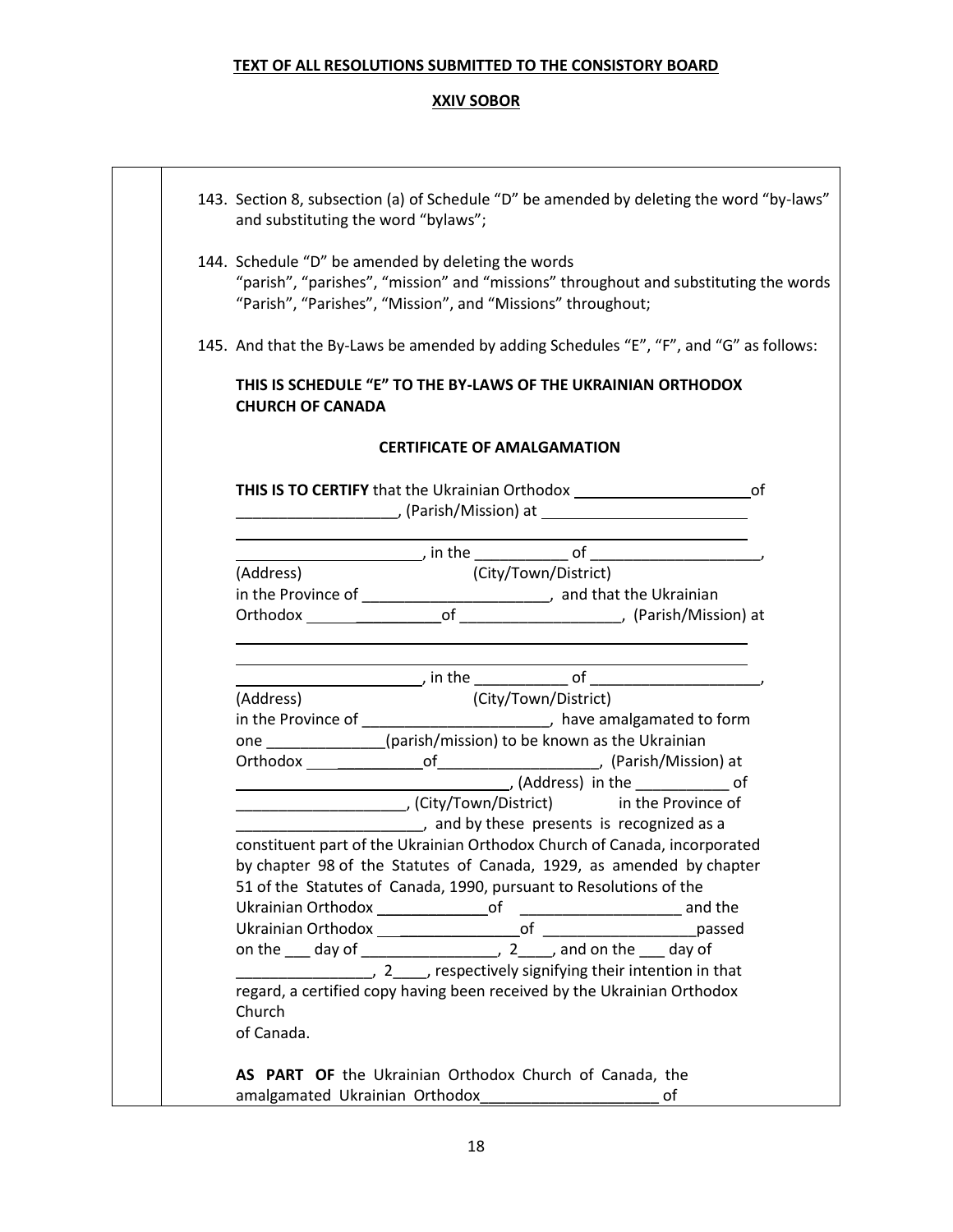**TEXT OF ALL RESOLUTIONS SUBMITTED TO THE CONSISTORY BOARD**

**XXIV SOBOR**

143. Section 8, subsection (a) of Schedule "D" be amended by deleting the word "by-laws" and substituting the word "bylaws";

144. Schedule "D" be amended by deleting the words "parish", "parishes", "mission" and "missions" throughout and substituting the words "Parish", "Parishes", "Mission", and "Missions" throughout;

145. And that the By-Laws be amended by adding Schedules "E", "F", and "G" as follows:

**THIS IS SCHEDULE "E" TO THE BY-LAWS OF THE UKRAINIAN ORTHODOX CHURCH OF CANADA**

**CERTIFICATE OF AMALGAMATION**

**THIS IS TO CERTIFY** that the Ukrainian Orthodox ____________________ of __________________, (Parish/Mission) at ________________________

________________________________________________________

____________________, in the __________ of ___________________,
(Address) (City/Town/District)
in the Province of _____________________, and that the Ukrainian Orthodox __________________of __________________, (Parish/Mission) at

________________________________________________________

________________________________________________________

____________________, in the __________ of ___________________,
(Address) (City/Town/District)
in the Province of _____________________, have amalgamated to form one _____________(parish/mission) to be known as the Ukrainian Orthodox _______________of__________________, (Parish/Mission) at ______________________________, (Address) in the __________ of ___________________, (City/Town/District) in the Province of _____________________, and by these presents is recognized as a constituent part of the Ukrainian Orthodox Church of Canada, incorporated by chapter 98 of the Statutes of Canada, 1929, as amended by chapter 51 of the Statutes of Canada, 1990, pursuant to Resolutions of the Ukrainian Orthodox _____________of __________________ and the Ukrainian Orthodox _______________of __________________passed on the ___ day of _______________, 2____, and on the ___ day of _______________, 2____, respectively signifying their intention in that regard, a certified copy having been received by the Ukrainian Orthodox Church of Canada.

**AS PART OF** the Ukrainian Orthodox Church of Canada, the amalgamated Ukrainian Orthodox____________________ of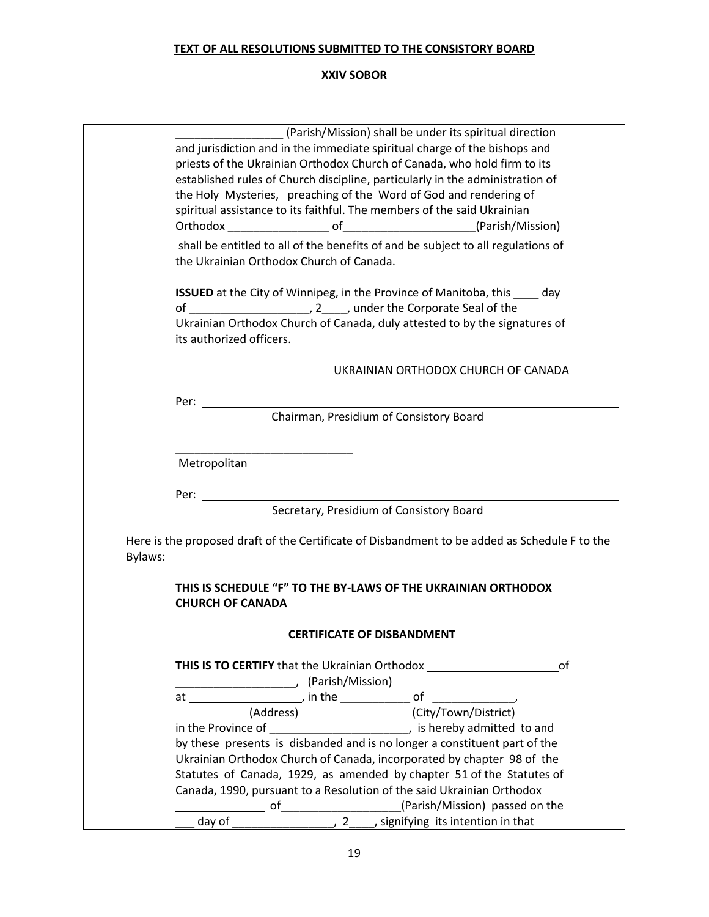**TEXT OF ALL RESOLUTIONS SUBMITTED TO THE CONSISTORY BOARD**

**XXIV SOBOR**

_________________ (Parish/Mission) shall be under its spiritual direction and jurisdiction and in the immediate spiritual charge of the bishops and priests of the Ukrainian Orthodox Church of Canada, who hold firm to its established rules of Church discipline, particularly in the administration of the Holy Mysteries, preaching of the Word of God and rendering of spiritual assistance to its faithful. The members of the said Ukrainian Orthodox ________________ of_____________________(Parish/Mission)

shall be entitled to all of the benefits of and be subject to all regulations of the Ukrainian Orthodox Church of Canada.

**ISSUED** at the City of Winnipeg, in the Province of Manitoba, this ____ day of ___________________, 2____, under the Corporate Seal of the Ukrainian Orthodox Church of Canada, duly attested to by the signatures of its authorized officers.

UKRAINIAN ORTHODOX CHURCH OF CANADA

Per: ____________________________________________

Chairman, Presidium of Consistory Board

____________________________

Metropolitan

Per: ____________________________________________

Secretary, Presidium of Consistory Board

Here is the proposed draft of the Certificate of Disbandment to be added as Schedule F to the Bylaws:

**THIS IS SCHEDULE "F" TO THE BY-LAWS OF THE UKRAINIAN ORTHODOX CHURCH OF CANADA**

**CERTIFICATE OF DISBANDMENT**

**THIS IS TO CERTIFY** that the Ukrainian Orthodox _____________________of ___________________, (Parish/Mission)
at _________________, in the ___________ of _____________,
(Address) (City/Town/District)
in the Province of ______________________, is hereby admitted to and by these presents is disbanded and is no longer a constituent part of the Ukrainian Orthodox Church of Canada, incorporated by chapter 98 of the Statutes of Canada, 1929, as amended by chapter 51 of the Statutes of Canada, 1990, pursuant to a Resolution of the said Ukrainian Orthodox ______________ of__________________(Parish/Mission) passed on the ___ day of _______________, 2____, signifying its intention in that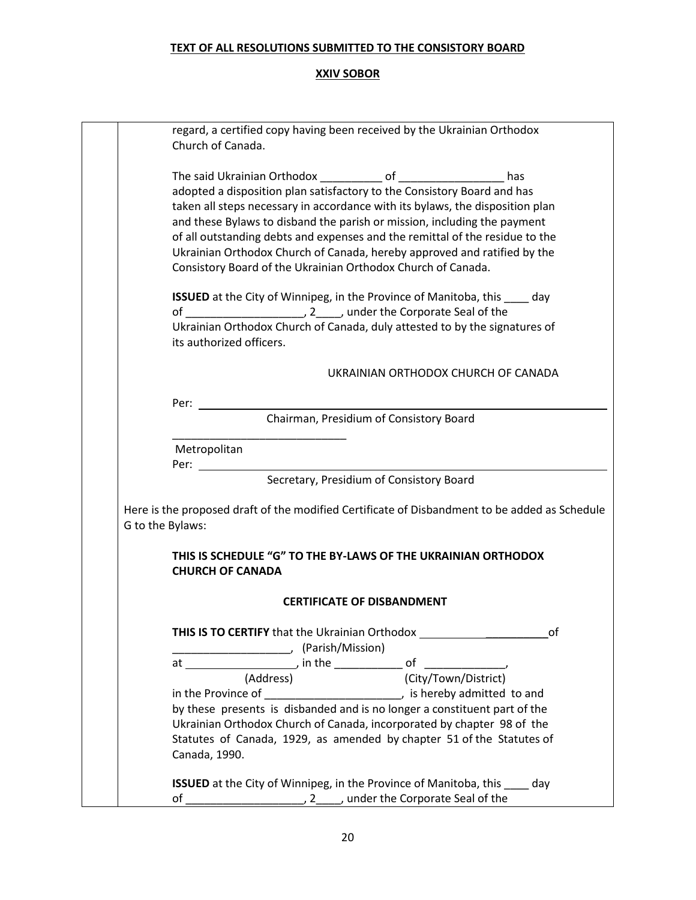**TEXT OF ALL RESOLUTIONS SUBMITTED TO THE CONSISTORY BOARD**

**XXIV SOBOR**

regard, a certified copy having been received by the Ukrainian Orthodox Church of Canada.

The said Ukrainian Orthodox __________ of _________________ has adopted a disposition plan satisfactory to the Consistory Board and has taken all steps necessary in accordance with its bylaws, the disposition plan and these Bylaws to disband the parish or mission, including the payment of all outstanding debts and expenses and the remittal of the residue to the Ukrainian Orthodox Church of Canada, hereby approved and ratified by the Consistory Board of the Ukrainian Orthodox Church of Canada.

**ISSUED** at the City of Winnipeg, in the Province of Manitoba, this ____ day of ___________________, 2____, under the Corporate Seal of the Ukrainian Orthodox Church of Canada, duly attested to by the signatures of its authorized officers.

UKRAINIAN ORTHODOX CHURCH OF CANADA

Per: ______________________________________________
Chairman, Presidium of Consistory Board

____________________________
Metropolitan

Per: ______________________________________________
Secretary, Presidium of Consistory Board

Here is the proposed draft of the modified Certificate of Disbandment to be added as Schedule G to the Bylaws:

**THIS IS SCHEDULE "G" TO THE BY-LAWS OF THE UKRAINIAN ORTHODOX CHURCH OF CANADA**

**CERTIFICATE OF DISBANDMENT**

**THIS IS TO CERTIFY** that the Ukrainian Orthodox ______________________ of ___________________, (Parish/Mission)
at _________________, in the ___________ of _____________,
(Address) (City/Town/District)
in the Province of ______________________, is hereby admitted to and by these presents is disbanded and is no longer a constituent part of the Ukrainian Orthodox Church of Canada, incorporated by chapter 98 of the Statutes of Canada, 1929, as amended by chapter 51 of the Statutes of Canada, 1990.

**ISSUED** at the City of Winnipeg, in the Province of Manitoba, this ____ day of ___________________, 2____, under the Corporate Seal of the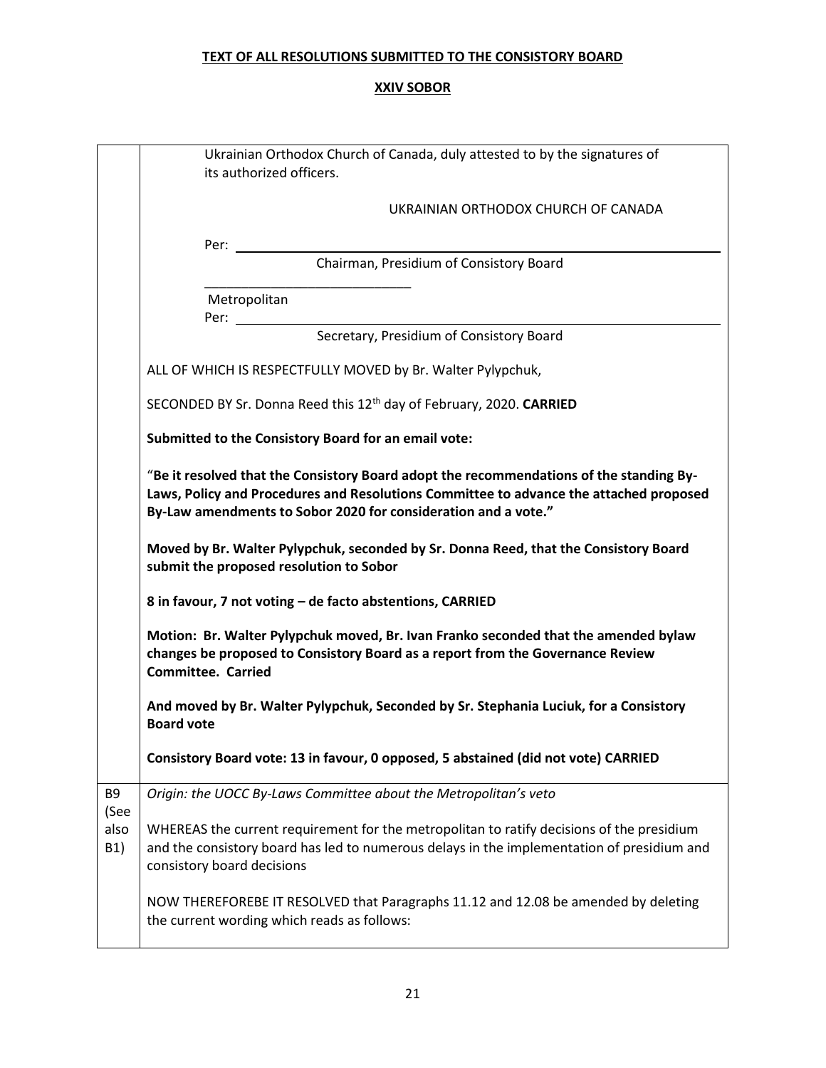**TEXT OF ALL RESOLUTIONS SUBMITTED TO THE CONSISTORY BOARD**

**XXIV SOBOR**

| | |
|---|---|
| | Ukrainian Orthodox Church of Canada, duly attested to by the signatures of its authorized officers.<br><br>UKRAINIAN ORTHODOX CHURCH OF CANADA<br><br>Per: ______________________________<br>Chairman, Presidium of Consistory Board<br><br>____________________________<br>Metropolitan<br>Per: ______________________________<br>Secretary, Presidium of Consistory Board<br><br>ALL OF WHICH IS RESPECTFULLY MOVED by Br. Walter Pylypchuk,<br><br>SECONDED BY Sr. Donna Reed this 12th day of February, 2020. **CARRIED**<br><br>**Submitted to the Consistory Board for an email vote:**<br><br>"**Be it resolved that the Consistory Board adopt the recommendations of the standing By-Laws, Policy and Procedures and Resolutions Committee to advance the attached proposed By-Law amendments to Sobor 2020 for consideration and a vote."**<br><br>**Moved by Br. Walter Pylypchuk, seconded by Sr. Donna Reed, that the Consistory Board submit the proposed resolution to Sobor**<br><br>**8 in favour, 7 not voting – de facto abstentions, CARRIED**<br><br>**Motion: Br. Walter Pylypchuk moved, Br. Ivan Franko seconded that the amended bylaw changes be proposed to Consistory Board as a report from the Governance Review Committee. Carried**<br><br>**And moved by Br. Walter Pylypchuk, Seconded by Sr. Stephania Luciuk, for a Consistory Board vote**<br><br>**Consistory Board vote: 13 in favour, 0 opposed, 5 abstained (did not vote) CARRIED** |
| B9 (See also B1) | *Origin: the UOCC By-Laws Committee about the Metropolitan's veto*<br><br>WHEREAS the current requirement for the metropolitan to ratify decisions of the presidium and the consistory board has led to numerous delays in the implementation of presidium and consistory board decisions<br><br>NOW THEREFOREBE IT RESOLVED that Paragraphs 11.12 and 12.08 be amended by deleting the current wording which reads as follows: |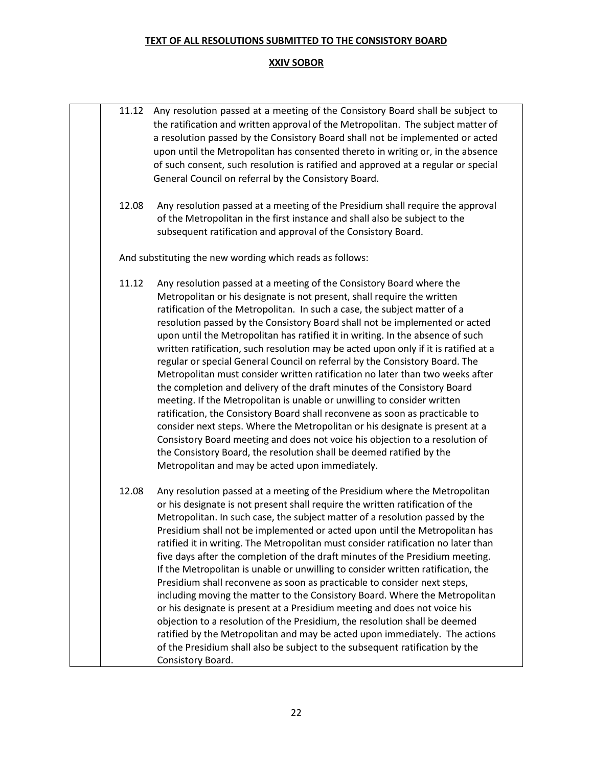**TEXT OF ALL RESOLUTIONS SUBMITTED TO THE CONSISTORY BOARD**

**XXIV SOBOR**

11.12 Any resolution passed at a meeting of the Consistory Board shall be subject to the ratification and written approval of the Metropolitan. The subject matter of a resolution passed by the Consistory Board shall not be implemented or acted upon until the Metropolitan has consented thereto in writing or, in the absence of such consent, such resolution is ratified and approved at a regular or special General Council on referral by the Consistory Board.

12.08 Any resolution passed at a meeting of the Presidium shall require the approval of the Metropolitan in the first instance and shall also be subject to the subsequent ratification and approval of the Consistory Board.

And substituting the new wording which reads as follows:

11.12 Any resolution passed at a meeting of the Consistory Board where the Metropolitan or his designate is not present, shall require the written ratification of the Metropolitan. In such a case, the subject matter of a resolution passed by the Consistory Board shall not be implemented or acted upon until the Metropolitan has ratified it in writing. In the absence of such written ratification, such resolution may be acted upon only if it is ratified at a regular or special General Council on referral by the Consistory Board. The Metropolitan must consider written ratification no later than two weeks after the completion and delivery of the draft minutes of the Consistory Board meeting. If the Metropolitan is unable or unwilling to consider written ratification, the Consistory Board shall reconvene as soon as practicable to consider next steps. Where the Metropolitan or his designate is present at a Consistory Board meeting and does not voice his objection to a resolution of the Consistory Board, the resolution shall be deemed ratified by the Metropolitan and may be acted upon immediately.

12.08 Any resolution passed at a meeting of the Presidium where the Metropolitan or his designate is not present shall require the written ratification of the Metropolitan. In such case, the subject matter of a resolution passed by the Presidium shall not be implemented or acted upon until the Metropolitan has ratified it in writing. The Metropolitan must consider ratification no later than five days after the completion of the draft minutes of the Presidium meeting. If the Metropolitan is unable or unwilling to consider written ratification, the Presidium shall reconvene as soon as practicable to consider next steps, including moving the matter to the Consistory Board. Where the Metropolitan or his designate is present at a Presidium meeting and does not voice his objection to a resolution of the Presidium, the resolution shall be deemed ratified by the Metropolitan and may be acted upon immediately. The actions of the Presidium shall also be subject to the subsequent ratification by the Consistory Board.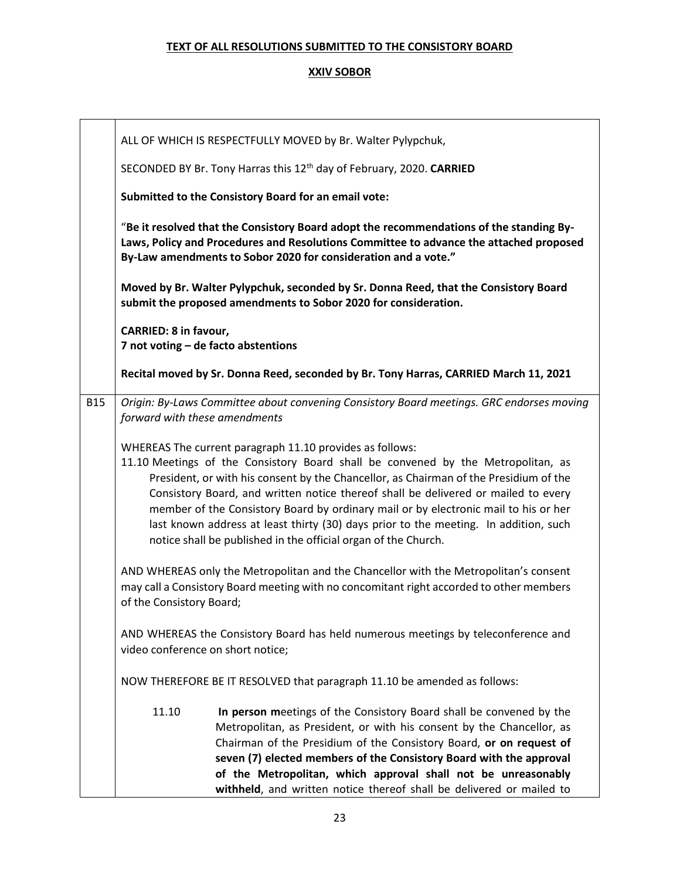**TEXT OF ALL RESOLUTIONS SUBMITTED TO THE CONSISTORY BOARD**

**XXIV SOBOR**

| | |
|---|---|
| | ALL OF WHICH IS RESPECTFULLY MOVED by Br. Walter Pylypchuk,<br><br>SECONDED BY Br. Tony Harras this 12th day of February, 2020. **CARRIED**<br><br>**Submitted to the Consistory Board for an email vote:**<br><br>"**Be it resolved that the Consistory Board adopt the recommendations of the standing By-Laws, Policy and Procedures and Resolutions Committee to advance the attached proposed By-Law amendments to Sobor 2020 for consideration and a vote."**<br><br>**Moved by Br. Walter Pylypchuk, seconded by Sr. Donna Reed, that the Consistory Board submit the proposed amendments to Sobor 2020 for consideration.**<br><br>**CARRIED: 8 in favour,**<br>**7 not voting – de facto abstentions**<br><br>**Recital moved by Sr. Donna Reed, seconded by Br. Tony Harras, CARRIED March 11, 2021** |
| B15 | *Origin: By-Laws Committee about convening Consistory Board meetings. GRC endorses moving forward with these amendments*<br><br>WHEREAS The current paragraph 11.10 provides as follows:<br>11.10 Meetings of the Consistory Board shall be convened by the Metropolitan, as President, or with his consent by the Chancellor, as Chairman of the Presidium of the Consistory Board, and written notice thereof shall be delivered or mailed to every member of the Consistory Board by ordinary mail or by electronic mail to his or her last known address at least thirty (30) days prior to the meeting. In addition, such notice shall be published in the official organ of the Church.<br><br>AND WHEREAS only the Metropolitan and the Chancellor with the Metropolitan's consent may call a Consistory Board meeting with no concomitant right accorded to other members of the Consistory Board;<br><br>AND WHEREAS the Consistory Board has held numerous meetings by teleconference and video conference on short notice;<br><br>NOW THEREFORE BE IT RESOLVED that paragraph 11.10 be amended as follows:<br><br>11.10 **In person m**eetings of the Consistory Board shall be convened by the Metropolitan, as President, or with his consent by the Chancellor, as Chairman of the Presidium of the Consistory Board, **or on request of seven (7) elected members of the Consistory Board with the approval of the Metropolitan, which approval shall not be unreasonably withheld**, and written notice thereof shall be delivered or mailed to |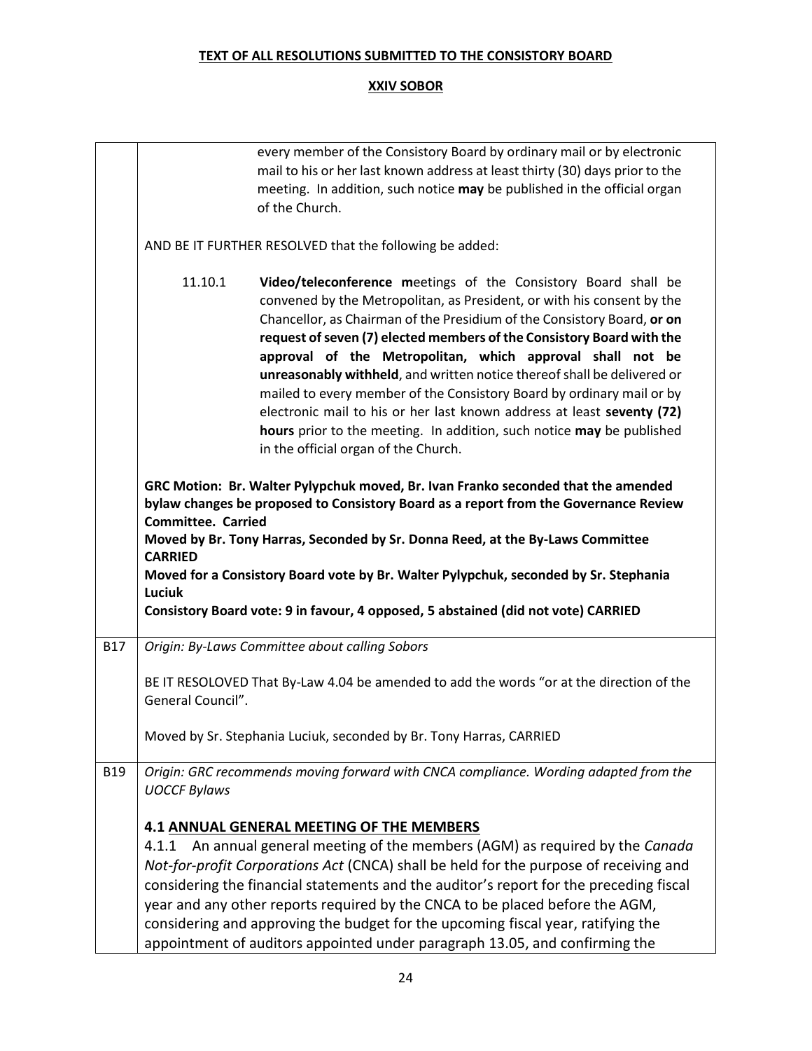**TEXT OF ALL RESOLUTIONS SUBMITTED TO THE CONSISTORY BOARD**

**XXIV SOBOR**

| | |
|---|---|
| | every member of the Consistory Board by ordinary mail or by electronic mail to his or her last known address at least thirty (30) days prior to the meeting. In addition, such notice **may** be published in the official organ of the Church.<br><br>AND BE IT FURTHER RESOLVED that the following be added:<br><br>11.10.1 **Video/teleconference m**eetings of the Consistory Board shall be convened by the Metropolitan, as President, or with his consent by the Chancellor, as Chairman of the Presidium of the Consistory Board, **or on request of seven (7) elected members of the Consistory Board with the approval of the Metropolitan, which approval shall not be unreasonably withheld**, and written notice thereof shall be delivered or mailed to every member of the Consistory Board by ordinary mail or by electronic mail to his or her last known address at least **seventy (72) hours** prior to the meeting. In addition, such notice **may** be published in the official organ of the Church.<br><br>**GRC Motion: Br. Walter Pylypchuk moved, Br. Ivan Franko seconded that the amended bylaw changes be proposed to Consistory Board as a report from the Governance Review Committee. Carried**<br>**Moved by Br. Tony Harras, Seconded by Sr. Donna Reed, at the By-Laws Committee CARRIED**<br>**Moved for a Consistory Board vote by Br. Walter Pylypchuk, seconded by Sr. Stephania Luciuk**<br>**Consistory Board vote: 9 in favour, 4 opposed, 5 abstained (did not vote) CARRIED** |
| B17 | *Origin: By-Laws Committee about calling Sobors*<br><br>BE IT RESOLOVED That By-Law 4.04 be amended to add the words "or at the direction of the General Council".<br><br>Moved by Sr. Stephania Luciuk, seconded by Br. Tony Harras, CARRIED |
| B19 | *Origin: GRC recommends moving forward with CNCA compliance. Wording adapted from the UOCCF Bylaws*<br><br>**4.1 <u>ANNUAL GENERAL MEETING OF THE MEMBERS</u>**<br>4.1.1 An annual general meeting of the members (AGM) as required by the *Canada Not-for-profit Corporations Act* (CNCA) shall be held for the purpose of receiving and considering the financial statements and the auditor's report for the preceding fiscal year and any other reports required by the CNCA to be placed before the AGM, considering and approving the budget for the upcoming fiscal year, ratifying the appointment of auditors appointed under paragraph 13.05, and confirming the |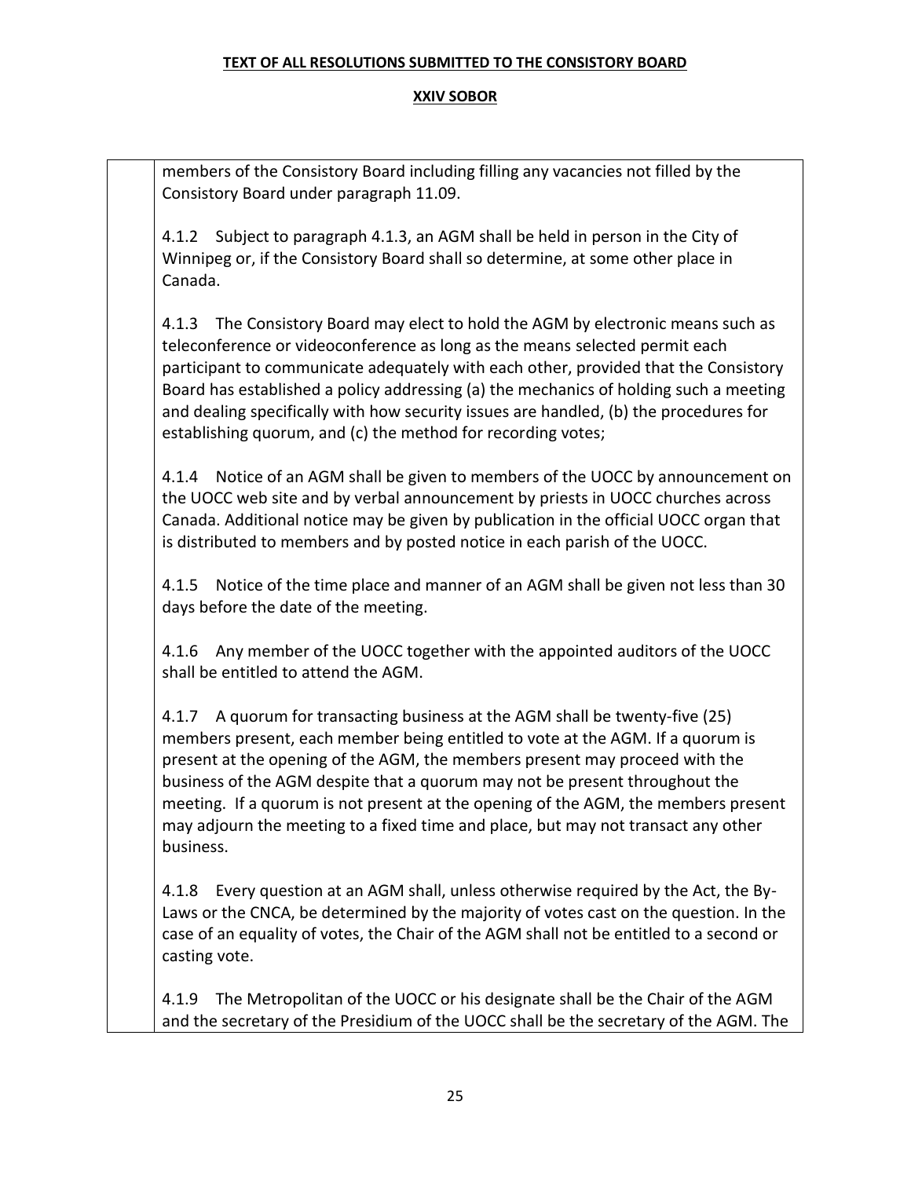members of the Consistory Board including filling any vacancies not filled by the Consistory Board under paragraph 11.09.

4.1.2 Subject to paragraph 4.1.3, an AGM shall be held in person in the City of Winnipeg or, if the Consistory Board shall so determine, at some other place in Canada.

4.1.3 The Consistory Board may elect to hold the AGM by electronic means such as teleconference or videoconference as long as the means selected permit each participant to communicate adequately with each other, provided that the Consistory Board has established a policy addressing (a) the mechanics of holding such a meeting and dealing specifically with how security issues are handled, (b) the procedures for establishing quorum, and (c) the method for recording votes;

4.1.4 Notice of an AGM shall be given to members of the UOCC by announcement on the UOCC web site and by verbal announcement by priests in UOCC churches across Canada. Additional notice may be given by publication in the official UOCC organ that is distributed to members and by posted notice in each parish of the UOCC.

4.1.5 Notice of the time place and manner of an AGM shall be given not less than 30 days before the date of the meeting.

4.1.6 Any member of the UOCC together with the appointed auditors of the UOCC shall be entitled to attend the AGM.

4.1.7 A quorum for transacting business at the AGM shall be twenty-five (25) members present, each member being entitled to vote at the AGM. If a quorum is present at the opening of the AGM, the members present may proceed with the business of the AGM despite that a quorum may not be present throughout the meeting. If a quorum is not present at the opening of the AGM, the members present may adjourn the meeting to a fixed time and place, but may not transact any other business.

4.1.8 Every question at an AGM shall, unless otherwise required by the Act, the By-Laws or the CNCA, be determined by the majority of votes cast on the question. In the case of an equality of votes, the Chair of the AGM shall not be entitled to a second or casting vote.

4.1.9 The Metropolitan of the UOCC or his designate shall be the Chair of the AGM and the secretary of the Presidium of the UOCC shall be the secretary of the AGM. The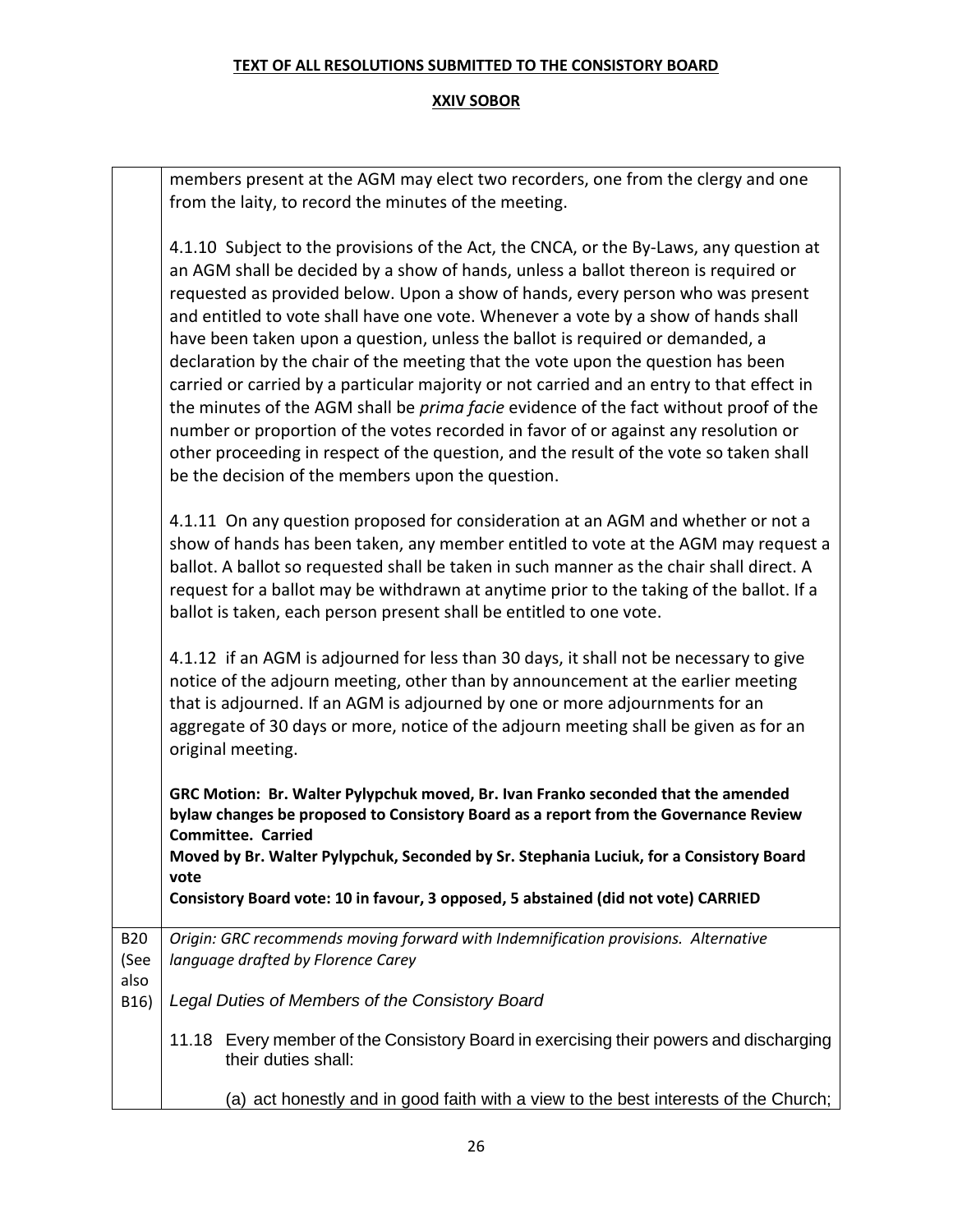| | |
|---|---|
| | members present at the AGM may elect two recorders, one from the clergy and one from the laity, to record the minutes of the meeting.<br><br>4.1.10 Subject to the provisions of the Act, the CNCA, or the By-Laws, any question at an AGM shall be decided by a show of hands, unless a ballot thereon is required or requested as provided below. Upon a show of hands, every person who was present and entitled to vote shall have one vote. Whenever a vote by a show of hands shall have been taken upon a question, unless the ballot is required or demanded, a declaration by the chair of the meeting that the vote upon the question has been carried or carried by a particular majority or not carried and an entry to that effect in the minutes of the AGM shall be *prima facie* evidence of the fact without proof of the number or proportion of the votes recorded in favor of or against any resolution or other proceeding in respect of the question, and the result of the vote so taken shall be the decision of the members upon the question.<br><br>4.1.11 On any question proposed for consideration at an AGM and whether or not a show of hands has been taken, any member entitled to vote at the AGM may request a ballot. A ballot so requested shall be taken in such manner as the chair shall direct. A request for a ballot may be withdrawn at anytime prior to the taking of the ballot. If a ballot is taken, each person present shall be entitled to one vote.<br><br>4.1.12 if an AGM is adjourned for less than 30 days, it shall not be necessary to give notice of the adjourn meeting, other than by announcement at the earlier meeting that is adjourned. If an AGM is adjourned by one or more adjournments for an aggregate of 30 days or more, notice of the adjourn meeting shall be given as for an original meeting.<br><br>**GRC Motion: Br. Walter Pylypchuk moved, Br. Ivan Franko seconded that the amended bylaw changes be proposed to Consistory Board as a report from the Governance Review Committee. Carried**<br>**Moved by Br. Walter Pylypchuk, Seconded by Sr. Stephania Luciuk, for a Consistory Board vote**<br>**Consistory Board vote: 10 in favour, 3 opposed, 5 abstained (did not vote) CARRIED** |
| B20 (See also B16) | *Origin: GRC recommends moving forward with Indemnification provisions. Alternative language drafted by Florence Carey*<br><br>*Legal Duties of Members of the Consistory Board*<br><br>11.18 Every member of the Consistory Board in exercising their powers and discharging their duties shall:<br><br>(a) act honestly and in good faith with a view to the best interests of the Church; |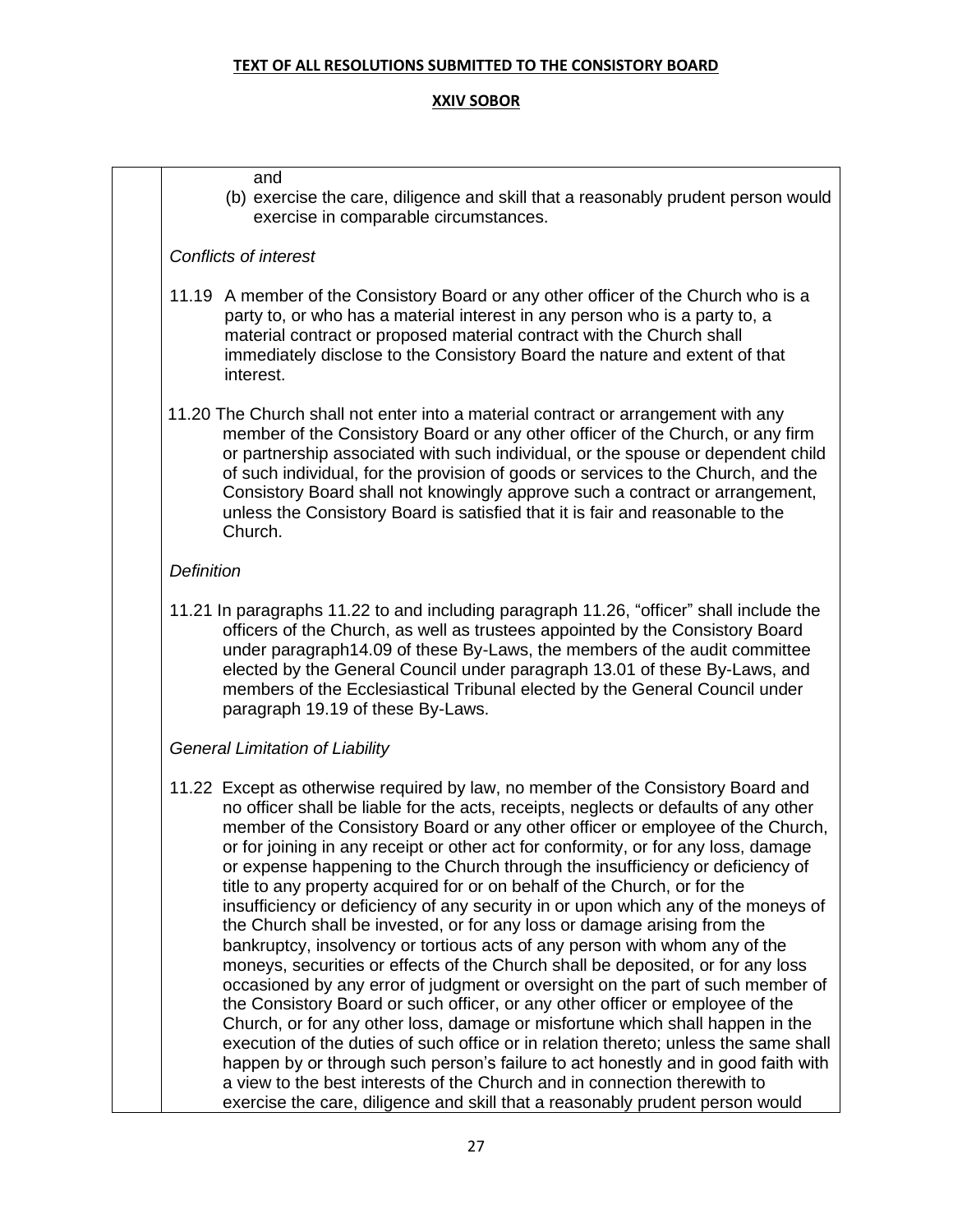## TEXT OF ALL RESOLUTIONS SUBMITTED TO THE CONSISTORY BOARD

### XXIV SOBOR

and

(b) exercise the care, diligence and skill that a reasonably prudent person would exercise in comparable circumstances.

*Conflicts of interest*

11.19 A member of the Consistory Board or any other officer of the Church who is a party to, or who has a material interest in any person who is a party to, a material contract or proposed material contract with the Church shall immediately disclose to the Consistory Board the nature and extent of that interest.

11.20 The Church shall not enter into a material contract or arrangement with any member of the Consistory Board or any other officer of the Church, or any firm or partnership associated with such individual, or the spouse or dependent child of such individual, for the provision of goods or services to the Church, and the Consistory Board shall not knowingly approve such a contract or arrangement, unless the Consistory Board is satisfied that it is fair and reasonable to the Church.

*Definition*

11.21 In paragraphs 11.22 to and including paragraph 11.26, "officer" shall include the officers of the Church, as well as trustees appointed by the Consistory Board under paragraph14.09 of these By-Laws, the members of the audit committee elected by the General Council under paragraph 13.01 of these By-Laws, and members of the Ecclesiastical Tribunal elected by the General Council under paragraph 19.19 of these By-Laws.

*General Limitation of Liability*

11.22 Except as otherwise required by law, no member of the Consistory Board and no officer shall be liable for the acts, receipts, neglects or defaults of any other member of the Consistory Board or any other officer or employee of the Church, or for joining in any receipt or other act for conformity, or for any loss, damage or expense happening to the Church through the insufficiency or deficiency of title to any property acquired for or on behalf of the Church, or for the insufficiency or deficiency of any security in or upon which any of the moneys of the Church shall be invested, or for any loss or damage arising from the bankruptcy, insolvency or tortious acts of any person with whom any of the moneys, securities or effects of the Church shall be deposited, or for any loss occasioned by any error of judgment or oversight on the part of such member of the Consistory Board or such officer, or any other officer or employee of the Church, or for any other loss, damage or misfortune which shall happen in the execution of the duties of such office or in relation thereto; unless the same shall happen by or through such person's failure to act honestly and in good faith with a view to the best interests of the Church and in connection therewith to exercise the care, diligence and skill that a reasonably prudent person would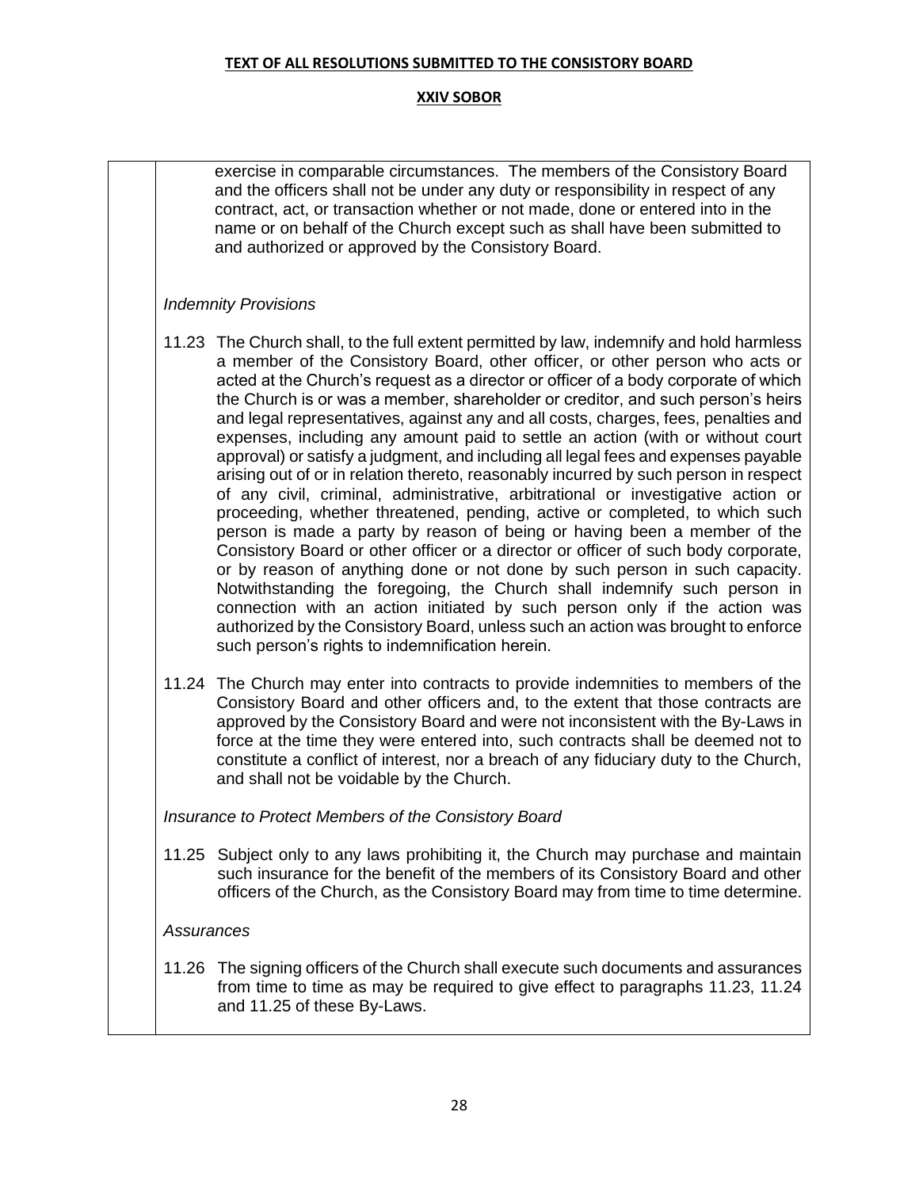exercise in comparable circumstances. The members of the Consistory Board and the officers shall not be under any duty or responsibility in respect of any contract, act, or transaction whether or not made, done or entered into in the name or on behalf of the Church except such as shall have been submitted to and authorized or approved by the Consistory Board.

*Indemnity Provisions*

11.23 The Church shall, to the full extent permitted by law, indemnify and hold harmless a member of the Consistory Board, other officer, or other person who acts or acted at the Church's request as a director or officer of a body corporate of which the Church is or was a member, shareholder or creditor, and such person's heirs and legal representatives, against any and all costs, charges, fees, penalties and expenses, including any amount paid to settle an action (with or without court approval) or satisfy a judgment, and including all legal fees and expenses payable arising out of or in relation thereto, reasonably incurred by such person in respect of any civil, criminal, administrative, arbitrational or investigative action or proceeding, whether threatened, pending, active or completed, to which such person is made a party by reason of being or having been a member of the Consistory Board or other officer or a director or officer of such body corporate, or by reason of anything done or not done by such person in such capacity. Notwithstanding the foregoing, the Church shall indemnify such person in connection with an action initiated by such person only if the action was authorized by the Consistory Board, unless such an action was brought to enforce such person's rights to indemnification herein.

11.24 The Church may enter into contracts to provide indemnities to members of the Consistory Board and other officers and, to the extent that those contracts are approved by the Consistory Board and were not inconsistent with the By-Laws in force at the time they were entered into, such contracts shall be deemed not to constitute a conflict of interest, nor a breach of any fiduciary duty to the Church, and shall not be voidable by the Church.

*Insurance to Protect Members of the Consistory Board*

11.25 Subject only to any laws prohibiting it, the Church may purchase and maintain such insurance for the benefit of the members of its Consistory Board and other officers of the Church, as the Consistory Board may from time to time determine.

*Assurances*

11.26 The signing officers of the Church shall execute such documents and assurances from time to time as may be required to give effect to paragraphs 11.23, 11.24 and 11.25 of these By-Laws.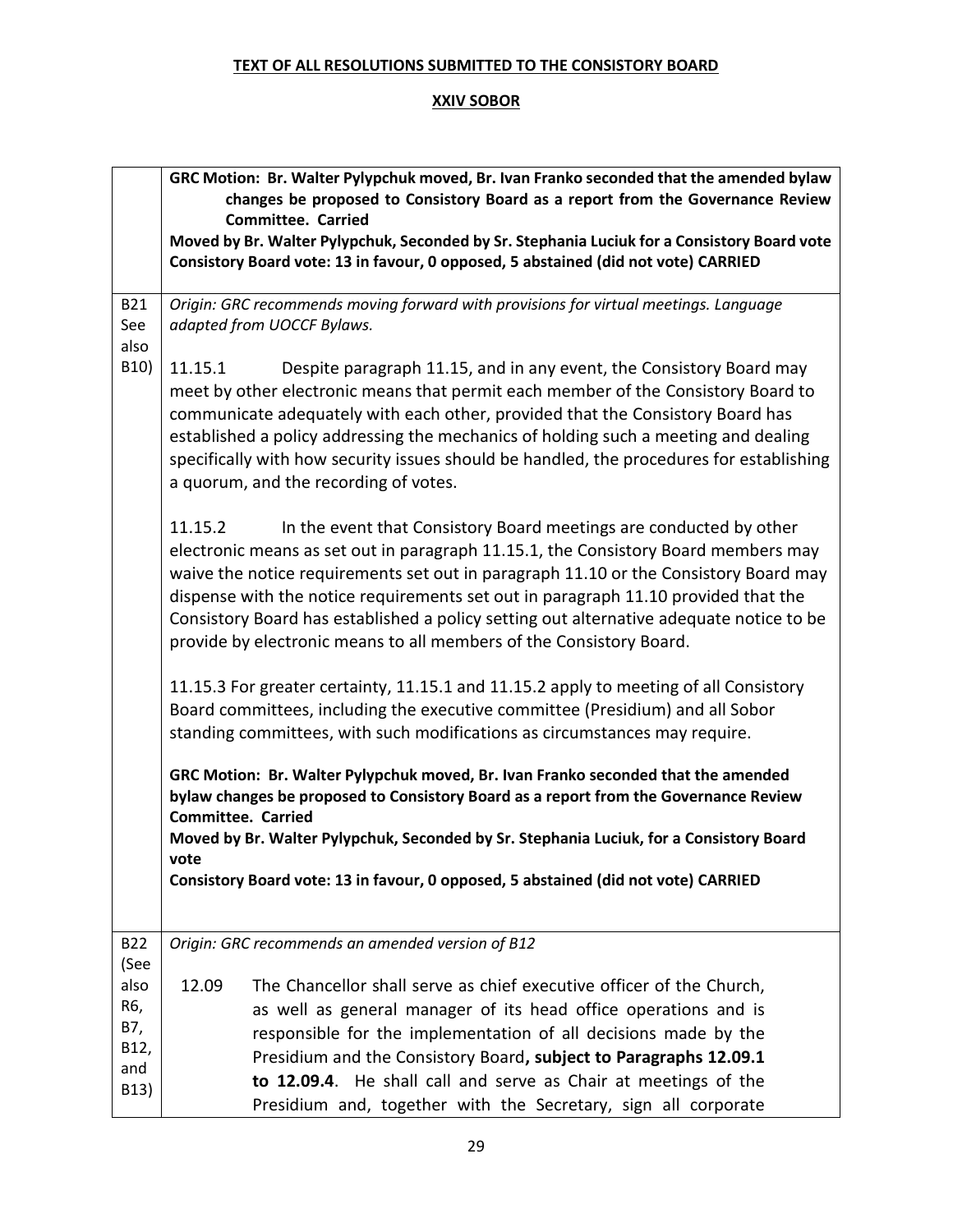**TEXT OF ALL RESOLUTIONS SUBMITTED TO THE CONSISTORY BOARD**

**XXIV SOBOR**

| | |
|---|---|
| | **GRC Motion: Br. Walter Pylypchuk moved, Br. Ivan Franko seconded that the amended bylaw changes be proposed to Consistory Board as a report from the Governance Review Committee. Carried**<br>**Moved by Br. Walter Pylypchuk, Seconded by Sr. Stephania Luciuk for a Consistory Board vote**<br>**Consistory Board vote: 13 in favour, 0 opposed, 5 abstained (did not vote) CARRIED** |
| B21 See also B10) | *Origin: GRC recommends moving forward with provisions for virtual meetings. Language adapted from UOCCF Bylaws.*<br><br>11.15.1 Despite paragraph 11.15, and in any event, the Consistory Board may meet by other electronic means that permit each member of the Consistory Board to communicate adequately with each other, provided that the Consistory Board has established a policy addressing the mechanics of holding such a meeting and dealing specifically with how security issues should be handled, the procedures for establishing a quorum, and the recording of votes.<br><br>11.15.2 In the event that Consistory Board meetings are conducted by other electronic means as set out in paragraph 11.15.1, the Consistory Board members may waive the notice requirements set out in paragraph 11.10 or the Consistory Board may dispense with the notice requirements set out in paragraph 11.10 provided that the Consistory Board has established a policy setting out alternative adequate notice to be provide by electronic means to all members of the Consistory Board.<br><br>11.15.3 For greater certainty, 11.15.1 and 11.15.2 apply to meeting of all Consistory Board committees, including the executive committee (Presidium) and all Sobor standing committees, with such modifications as circumstances may require.<br><br>**GRC Motion: Br. Walter Pylypchuk moved, Br. Ivan Franko seconded that the amended bylaw changes be proposed to Consistory Board as a report from the Governance Review Committee. Carried**<br>**Moved by Br. Walter Pylypchuk, Seconded by Sr. Stephania Luciuk, for a Consistory Board vote**<br>**Consistory Board vote: 13 in favour, 0 opposed, 5 abstained (did not vote) CARRIED** |
| B22 (See also R6, B7, B12, and B13) | *Origin: GRC recommends an amended version of B12*<br><br>12.09 The Chancellor shall serve as chief executive officer of the Church, as well as general manager of its head office operations and is responsible for the implementation of all decisions made by the Presidium and the Consistory Board**, subject to Paragraphs 12.09.1 to 12.09.4**. He shall call and serve as Chair at meetings of the Presidium and, together with the Secretary, sign all corporate |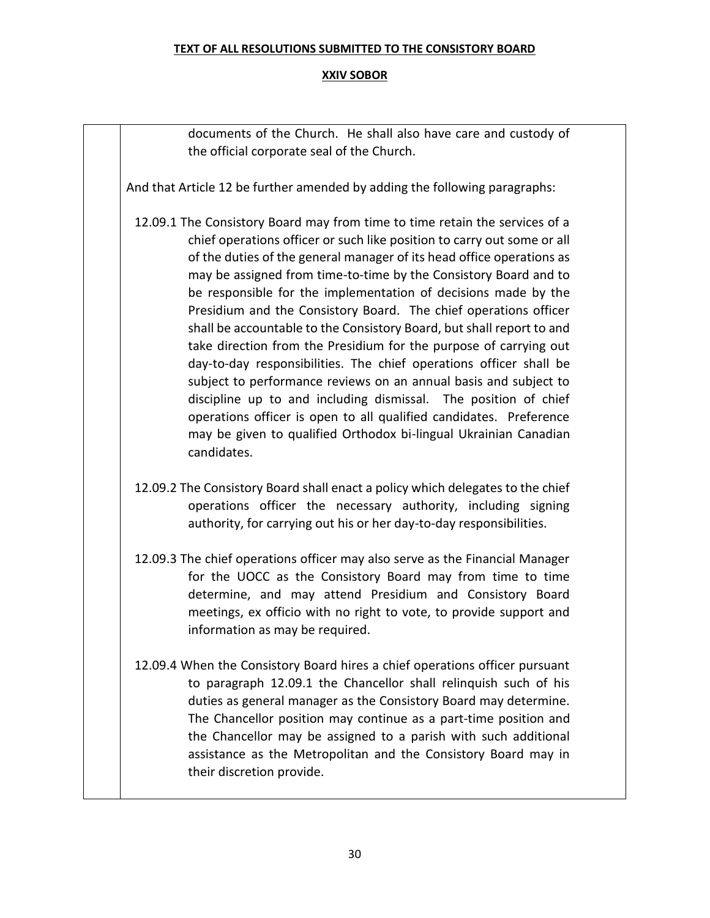documents of the Church. He shall also have care and custody of the official corporate seal of the Church.

And that Article 12 be further amended by adding the following paragraphs:

12.09.1 The Consistory Board may from time to time retain the services of a chief operations officer or such like position to carry out some or all of the duties of the general manager of its head office operations as may be assigned from time-to-time by the Consistory Board and to be responsible for the implementation of decisions made by the Presidium and the Consistory Board. The chief operations officer shall be accountable to the Consistory Board, but shall report to and take direction from the Presidium for the purpose of carrying out day-to-day responsibilities. The chief operations officer shall be subject to performance reviews on an annual basis and subject to discipline up to and including dismissal. The position of chief operations officer is open to all qualified candidates. Preference may be given to qualified Orthodox bi-lingual Ukrainian Canadian candidates.

12.09.2 The Consistory Board shall enact a policy which delegates to the chief operations officer the necessary authority, including signing authority, for carrying out his or her day-to-day responsibilities.

12.09.3 The chief operations officer may also serve as the Financial Manager for the UOCC as the Consistory Board may from time to time determine, and may attend Presidium and Consistory Board meetings, ex officio with no right to vote, to provide support and information as may be required.

12.09.4 When the Consistory Board hires a chief operations officer pursuant to paragraph 12.09.1 the Chancellor shall relinquish such of his duties as general manager as the Consistory Board may determine. The Chancellor position may continue as a part-time position and the Chancellor may be assigned to a parish with such additional assistance as the Metropolitan and the Consistory Board may in their discretion provide.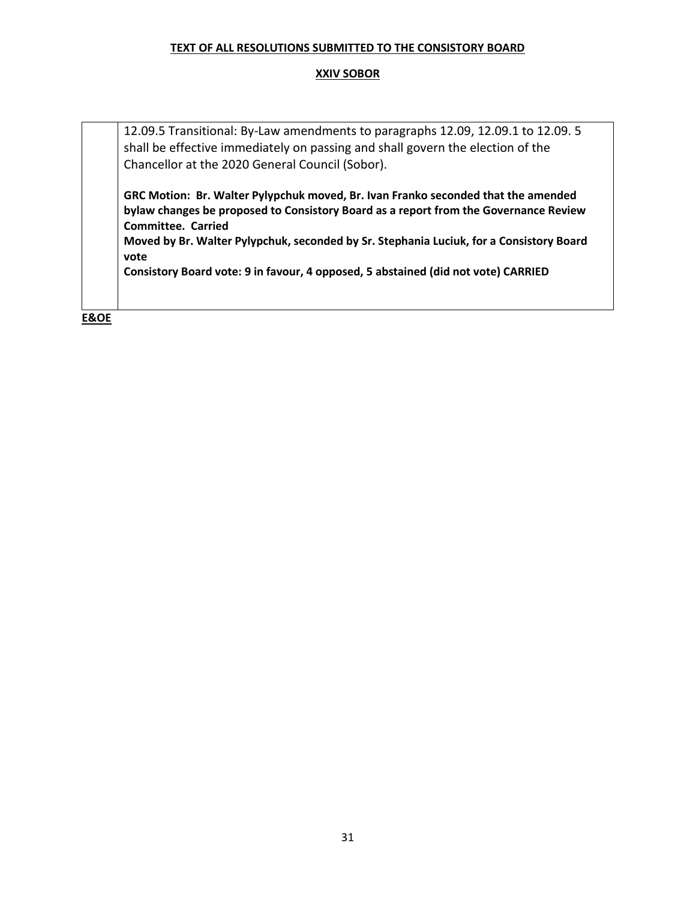| | |
|---|---|
| | 12.09.5 Transitional: By-Law amendments to paragraphs 12.09, 12.09.1 to 12.09. 5 shall be effective immediately on passing and shall govern the election of the Chancellor at the 2020 General Council (Sobor).<br><br>**GRC Motion: Br. Walter Pylypchuk moved, Br. Ivan Franko seconded that the amended bylaw changes be proposed to Consistory Board as a report from the Governance Review Committee. Carried**<br>**Moved by Br. Walter Pylypchuk, seconded by Sr. Stephania Luciuk, for a Consistory Board vote**<br>**Consistory Board vote: 9 in favour, 4 opposed, 5 abstained (did not vote) CARRIED** |

**E&OE**